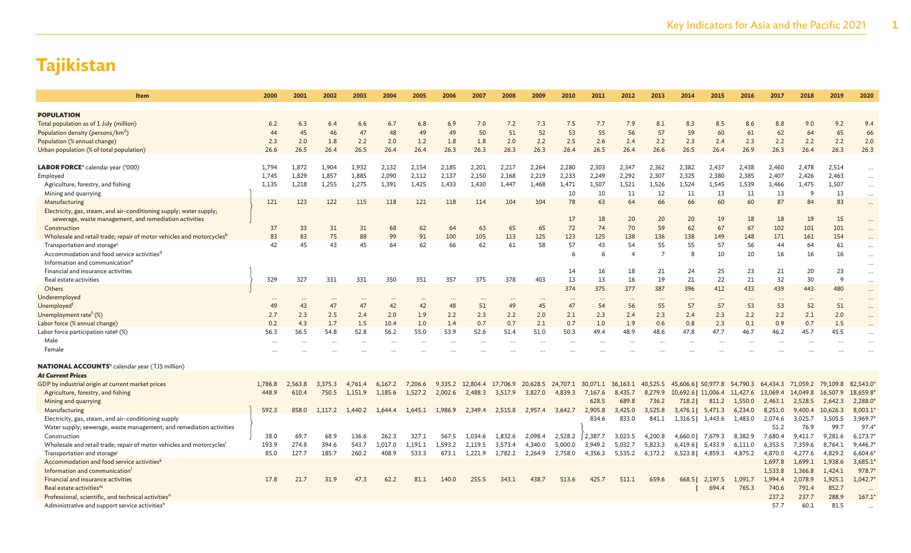# Tajikistan

| Item | 2000 | 2001 | 2002 | 2003 | 2004 | 2005 | 2006 | 2007 | 2008 | 2009 | 2010 | 2011 | 2012 | 2013 | 2014 | 2015 | 2016 | 2017 | 2018 | 2019 | 2020 |
|---|---|---|---|---|---|---|---|---|---|---|---|---|---|---|---|---|---|---|---|---|---|
| **POPULATION** | | | | | | | | | | | | | | | | | | | | | |
| Total population as of 1 July (million) | 6.2 | 6.3 | 6.4 | 6.6 | 6.7 | 6.8 | 6.9 | 7.0 | 7.2 | 7.3 | 7.5 | 7.7 | 7.9 | 8.1 | 8.3 | 8.5 | 8.6 | 8.8 | 9.0 | 9.2 | 9.4 |
| Population density (persons/$km^2$) | 44 | 45 | 46 | 47 | 48 | 49 | 49 | 50 | 51 | 52 | 53 | 55 | 56 | 57 | 59 | 60 | 61 | 62 | 64 | 65 | 66 |
| Population (% annual change) | 2.3 | 2.0 | 1.8 | 2.2 | 2.0 | 1.2 | 1.8 | 1.8 | 2.0 | 2.2 | 2.5 | 2.6 | 2.4 | 2.2 | 2.3 | 2.4 | 2.3 | 2.2 | 2.2 | 2.2 | 2.0 |
| Urban population (% of total population) | 26.6 | 26.5 | 26.4 | 26.5 | 26.4 | 26.4 | 26.3 | 26.3 | 26.3 | 26.3 | 26.4 | 26.5 | 26.4 | 26.6 | 26.5 | 26.4 | 26.9 | 26.3 | 26.4 | 26.3 | 26.3 |
| **LABOR FORCE**[a] calendar year ('000) | 1,794 | 1,872 | 1,904 | 1,932 | 2,132 | 2,154 | 2,185 | 2,201 | 2,217 | 2,264 | 2,280 | 2,303 | 2,347 | 2,362 | 2,382 | 2,437 | 2,438 | 2,460 | 2,478 | 2,514 | ... |
| Employed | 1,745 | 1,829 | 1,857 | 1,885 | 2,090 | 2,112 | 2,137 | 2,150 | 2,168 | 2,219 | 2,233 | 2,249 | 2,292 | 2,307 | 2,325 | 2,380 | 2,385 | 2,407 | 2,426 | 2,463 | ... |
| Agriculture, forestry, and fishing | 1,135 | 1,218 | 1,255 | 1,275 | 1,391 | 1,425 | 1,433 | 1,430 | 1,447 | 1,468 | 1,471 | 1,507 | 1,521 | 1,526 | 1,524 | 1,545 | 1,539 | 1,466 | 1,475 | 1,507 | ... |
| Mining and quarrying | | | | | | | | | | | 10 | 10 | 11 | 12 | 11 | 13 | 11 | 13 | 9 | 13 | ... |
| Manufacturing | 121 | 123 | 122 | 115 | 118 | 121 | 118 | 114 | 104 | 104 | 78 | 63 | 64 | 66 | 66 | 60 | 60 | 87 | 84 | 83 | ... |
| Electricity, gas, steam, and air-conditioning supply; water supply; sewerage, waste management, and remediation activities | | | | | | | | | | | 17 | 18 | 20 | 20 | 20 | 19 | 18 | 18 | 19 | 15 | ... |
| Construction | 37 | 33 | 31 | 31 | 68 | 62 | 64 | 63 | 65 | 65 | 72 | 74 | 70 | 59 | 62 | 67 | 67 | 102 | 101 | 101 | ... |
| Wholesale and retail trade; repair of motor vehicles and motorcycles[b] | 83 | 83 | 75 | 88 | 99 | 91 | 100 | 105 | 113 | 125 | 123 | 125 | 138 | 136 | 138 | 149 | 148 | 171 | 161 | 154 | ... |
| Transportation and storage[c] | 42 | 45 | 43 | 45 | 64 | 62 | 66 | 62 | 61 | 58 | 57 | 43 | 54 | 55 | 55 | 57 | 56 | 44 | 64 | 61 | ... |
| Accommodation and food service activities[d] | | | | | | | | | | | 6 | 6 | 4 | 7 | 8 | 10 | 10 | 16 | 16 | 16 | ... |
| Information and communication[e] | | | | | | | | | | | | | | | | | | | | | ... |
| Financial and insurance activities | | | | | | | | | | | 14 | 16 | 18 | 21 | 24 | 25 | 23 | 21 | 20 | 23 | ... |
| Real estate activities | 329 | 327 | 331 | 331 | 350 | 351 | 357 | 375 | 378 | 403 | 13 | 13 | 16 | 19 | 21 | 22 | 21 | 32 | 30 | 9 | ... |
| Others | | | | | | | | | | | 374 | 375 | 377 | 387 | 396 | 412 | 433 | 439 | 443 | 480 | ... |
| Underemployed | ... | ... | ... | ... | ... | ... | ... | ... | ... | ... | ... | ... | ... | ... | ... | ... | ... | ... | ... | ... | ... |
| Unemployed[f] | 49 | 43 | 47 | 47 | 42 | 42 | 48 | 51 | 49 | 45 | 47 | 54 | 56 | 55 | 57 | 57 | 53 | 53 | 52 | 51 | ... |
| Unemployment rate[f] (%) | 2.7 | 2.3 | 2.5 | 2.4 | 2.0 | 1.9 | 2.2 | 2.3 | 2.2 | 2.0 | 2.1 | 2.3 | 2.4 | 2.3 | 2.4 | 2.3 | 2.2 | 2.2 | 2.1 | 2.0 | ... |
| Labor force (% annual change) | 0.2 | 4.3 | 1.7 | 1.5 | 10.4 | 1.0 | 1.4 | 0.7 | 0.7 | 2.1 | 0.7 | 1.0 | 1.9 | 0.6 | 0.8 | 2.3 | 0.1 | 0.9 | 0.7 | 1.5 | ... |
| Labor force participation rate[g] (%) | 56.3 | 56.5 | 54.8 | 52.8 | 56.2 | 55.0 | 53.9 | 52.6 | 51.4 | 51.0 | 50.3 | 49.4 | 48.9 | 48.6 | 47.8 | 47.7 | 46.7 | 46.2 | 45.7 | 45.5 | ... |
| Male | ... | ... | ... | ... | ... | ... | ... | ... | ... | ... | ... | ... | ... | ... | ... | ... | ... | ... | ... | ... | ... |
| Female | ... | ... | ... | ... | ... | ... | ... | ... | ... | ... | ... | ... | ... | ... | ... | ... | ... | ... | ... | ... | ... |
| **NATIONAL ACCOUNTS**[h] calendar year (TJS million) | | | | | | | | | | | | | | | | | | | | | |
| ***At Current Prices*** | | | | | | | | | | | | | | | | | | | | | |
| GDP by industrial origin at current market prices | 1,786.8 | 2,563.8 | 3,375.3 | 4,761.4 | 6,167.2 | 7,206.6 | 9,335.2 | 12,804.4 | 17,706.9 | 20,628.5 | 24,707.1 | 30,071.1 | 36,163.1 | 40,525.5 | 45,606.6 | 50,977.8 | 54,790.3 | 64,434.3 | 71,059.2 | 79,109.8 | 82,543.0* |
| Agriculture, forestry, and fishing | 448.9 | 610.4 | 750.5 | 1,151.9 | 1,185.6 | 1,527.2 | 2,002.6 | 2,488.3 | 3,517.9 | 3,827.0 | 4,839.3 | 7,167.6 | 8,435.7 | 8,279.9 | 10,692.6 | 11,006.4 | 11,427.6 | 13,069.4 | 14,049.8 | 16,507.9 | 18,659.8* |
| Mining and quarrying | | | | | | | | | | | | 628.5 | 689.8 | 736.2 | 718.2 | 811.2 | 1,550.0 | 2,463.1 | 2,528.5 | 2,642.3 | 2,288.0* |
| Manufacturing | 592.3 | 858.0 | 1,117.2 | 1,440.2 | 1,644.4 | 1,645.1 | 1,986.9 | 2,349.4 | 2,515.8 | 2,957.4 | 3,642.7 | 2,905.8 | 3,425.0 | 3,525.8 | 3,476.1 | 5,471.3 | 6,234.0 | 8,251.0 | 9,400.4 | 10,626.3 | 8,003.1* |
| Electricity, gas, steam, and air-conditioning supply | | | | | | | | | | | | 834.6 | 833.0 | 841.1 | 1,316.5 | 1,443.6 | 1,483.0 | 2,074.6 | 3,025.7 | 3,505.5 | 3,969.7* |
| Water supply; sewerage, waste management, and remediation activities | | | | | | | | | | | | | | | | | | 51.2 | 76.9 | 99.7 | 97.4* |
| Construction | 38.0 | 69.7 | 68.9 | 136.6 | 262.3 | 327.1 | 567.5 | 1,034.6 | 1,832.6 | 2,098.4 | 2,528.2 | 2,387.7 | 3,023.5 | 4,200.8 | 4,660.0 | 7,679.3 | 8,382.9 | 7,680.4 | 9,411.7 | 9,281.6 | 6,173.7* |
| Wholesale and retail trade; repair of motor vehicles and motorcycles[i] | 193.9 | 274.8 | 394.6 | 543.7 | 1,017.0 | 1,191.1 | 1,593.2 | 2,119.5 | 3,573.4 | 4,340.0 | 5,000.0 | 3,949.2 | 5,032.7 | 5,823.3 | 6,419.6 | 5,433.9 | 6,111.0 | 6,353.5 | 7,359.6 | 8,764.1 | 9,446.7* |
| Transportation and storage[j] | 85.0 | 127.7 | 185.7 | 260.2 | 408.9 | 533.3 | 673.1 | 1,221.9 | 1,782.2 | 2,264.9 | 2,758.0 | 4,356.3 | 5,535.2 | 6,172.2 | 6,523.8 | 4,859.3 | 4,875.2 | 4,870.0 | 4,277.6 | 4,829.2 | 6,604.6* |
| Accommodation and food service activities[k] | | | | | | | | | | | | | | | | | | 1,697.8 | 1,699.1 | 1,938.6 | 3,685.1* |
| Information and communication[l] | | | | | | | | | | | | | | | | | | 1,533.8 | 1,366.8 | 1,424.1 | 978.7* |
| Financial and insurance activities | 17.8 | 21.7 | 31.9 | 47.3 | 62.2 | 81.1 | 140.0 | 255.5 | 343.1 | 438.7 | 513.6 | 425.7 | 511.1 | 659.6 | 668.5 | 2,197.5 | 1,091.7 | 1,994.4 | 2,078.9 | 1,925.1 | 1,042.7* |
| Real estate activities[m] | | | | | | | | | | | | | | | | 694.4 | 765.3 | 740.6 | 791.4 | 852.7 | ... |
| Professional, scientific, and technical activities[n] | | | | | | | | | | | | | | | | | | 237.2 | 237.7 | 288.9 | 167.1* |
| Administrative and support service activities[n] | | | | | | | | | | | | | | | | | | 57.7 | 60.1 | 81.5 | ... |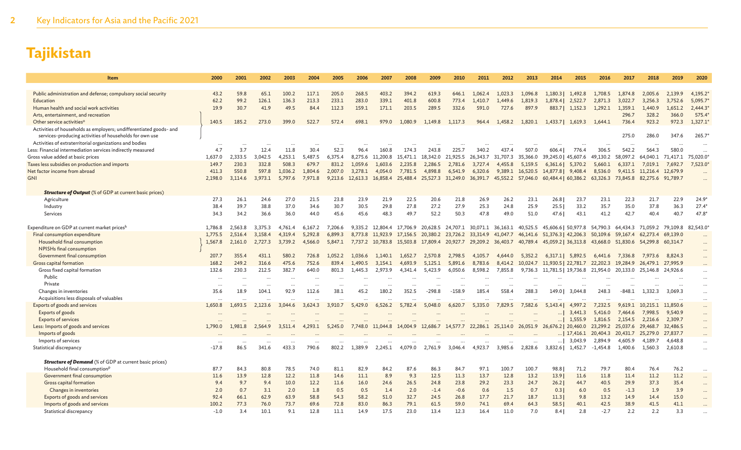# Tajikistan

| Item | 2000 | 2001 | 2002 | 2003 | 2004 | 2005 | 2006 | 2007 | 2008 | 2009 | 2010 | 2011 | 2012 | 2013 | 2014 | 2015 | 2016 | 2017 | 2018 | 2019 | 2020 |
|---|---|---|---|---|---|---|---|---|---|---|---|---|---|---|---|---|---|---|---|---|---|
| Public administration and defense; compulsory social security | 43.2 | 59.8 | 65.1 | 100.2 | 117.1 | 205.0 | 268.5 | 403.2 | 394.2 | 619.3 | 646.1 | 1,062.4 | 1,023.3 | 1,096.8 | 1,180.3 \| | 1,492.8 | 1,708.5 | 1,874.8 | 2,005.6 | 2,139.9 | 4,195.2* |
| Education | 62.2 | 99.2 | 126.1 | 136.3 | 213.3 | 233.1 | 283.0 | 339.1 | 401.8 | 600.8 | 773.4 | 1,410.7 | 1,449.6 | 1,819.3 | 1,878.4 \| | 2,522.7 | 2,871.3 | 3,022.7 | 3,256.3 | 3,752.6 | 5,095.7* |
| Human health and social work activities | 19.9 | 30.7 | 41.9 | 49.5 | 84.4 | 112.3 | 159.1 | 171.1 | 203.5 | 289.5 | 332.6 | 591.0 | 727.6 | 897.9 | 883.7 \| | 1,152.3 | 1,292.1 | 1,359.1 | 1,440.9 | 1,651.2 | 2,444.3* |
| Arts, entertainment, and recreation | | | | | | | | | | | | | | | | | | 296.7 | 328.2 | 366.0 | 575.4* |
| Other service activities[o] | 140.5 | 185.2 | 273.0 | 399.0 | 522.7 | 572.4 | 698.1 | 979.0 | 1,080.9 | 1,149.8 | 1,117.3 | 964.4 | 1,458.2 | 1,820.1 | 1,433.7 \| | 1,619.3 | 1,644.1 | 736.4 | 923.2 | 972.3 | 1,327.1* |
| Activities of households as employers; undifferentiated goods- and services-producing activities of households for own use | | | | | | | | | | | | | | | | | | 275.0 | 286.0 | 347.6 | 265.7* |
| Activities of extraterritorial organizations and bodies | ... | ... | ... | ... | ... | ... | ... | ... | ... | ... | ... | ... | ... | ... | ... | ... | ... | ... | ... | ... | ... |
| Less: Financial intermediation services indirectly measured | 4.7 | 3.7 | 12.4 | 11.8 | 30.4 | 52.3 | 96.4 | 160.8 | 174.3 | 243.8 | 225.7 | 340.2 | 437.4 | 507.0 | 606.4 \| | 776.4 | 306.5 | 542.2 | 564.3 | 580.0 | ... |
| Gross value added at basic prices | 1,637.0 | 2,333.5 | 3,042.5 | 4,253.1 | 5,487.5 | 6,375.4 | 8,275.6 | 11,200.8 | 15,471.1 | 18,342.0 | 21,925.5 | 26,343.7 | 31,707.3 | 35,366.0 | 39,245.0 \| | 45,607.6 | 49,130.2 | 58,097.2 | 64,040.1 | 71,417.1 | 75,020.0* |
| Taxes less subsidies on production and imports | 149.7 | 230.3 | 332.8 | 508.3 | 679.7 | 831.2 | 1,059.6 | 1,603.6 | 2,235.8 | 2,286.5 | 2,781.6 | 3,727.4 | 4,455.8 | 5,159.5 | 6,361.6 \| | 5,370.2 | 5,660.1 | 6,337.1 | 7,019.1 | 7,692.7 | 7,523.0* |
| Net factor income from abroad | 411.3 | 550.8 | 597.8 | 1,036.2 | 1,804.6 | 2,007.0 | 3,278.1 | 4,054.0 | 7,781.5 | 4,898.8 | 6,541.9 | 6,320.6 | 9,389.1 | 16,520.5 | 14,877.8 \| | 9,408.4 | 8,536.0 | 9,411.5 | 11,216.4 | 12,679.9 | ... |
| GNI | 2,198.0 | 3,114.6 | 3,973.1 | 5,797.6 | 7,971.8 | 9,213.6 | 12,613.3 | 16,858.4 | 25,488.4 | 25,527.3 | 31,249.0 | 36,391.7 | 45,552.2 | 57,046.0 | 60,484.4 \| | 60,386.2 | 63,326.3 | 73,845.8 | 82,275.6 | 91,789.7 | ... |
| ***Structure of Output*** (% of GDP at current basic prices) | | | | | | | | | | | | | | | | | | | | | |
| Agriculture | 27.3 | 26.1 | 24.6 | 27.0 | 21.5 | 23.8 | 23.9 | 21.9 | 22.5 | 20.6 | 21.8 | 26.9 | 26.2 | 23.1 | 26.8 \| | 23.7 | 23.1 | 22.3 | 21.7 | 22.9 | 24.9* |
| Industry | 38.4 | 39.7 | 38.8 | 37.0 | 34.6 | 30.7 | 30.5 | 29.8 | 27.8 | 27.2 | 27.9 | 25.3 | 24.8 | 25.9 | 25.5 \| | 33.2 | 35.7 | 35.0 | 37.8 | 36.3 | 27.4* |
| Services | 34.3 | 34.2 | 36.6 | 36.0 | 44.0 | 45.6 | 45.6 | 48.3 | 49.7 | 52.2 | 50.3 | 47.8 | 49.0 | 51.0 | 47.6 \| | 43.1 | 41.2 | 42.7 | 40.4 | 40.7 | 47.8* |
| Expenditure on GDP at current market prices[h] | 1,786.8 | 2,563.8 | 3,375.3 | 4,761.4 | 6,167.2 | 7,206.6 | 9,335.2 | 12,804.4 | 17,706.9 | 20,628.5 | 24,707.1 | 30,071.1 | 36,163.1 | 40,525.5 | 45,606.6 \| | 50,977.8 | 54,790.3 | 64,434.3 | 71,059.2 | 79,109.8 | 82,543.0* |
| Final consumption expenditure | 1,775.5 | 2,516.4 | 3,158.4 | 4,319.4 | 5,292.8 | 6,899.3 | 8,773.8 | 11,923.9 | 17,156.5 | 20,380.2 | 23,726.2 | 33,314.9 | 41,047.7 | 46,141.6 | 51,376.3 \| | 42,206.3 | 50,109.6 | 59,167.4 | 62,273.4 | 69,139.0 | ... |
| Household final consumption | 1,567.8 | 2,161.0 | 2,727.3 | 3,739.2 | 4,566.0 | 5,847.1 | 7,737.2 | 10,783.8 | 15,503.8 | 17,809.4 | 20,927.7 | 29,209.2 | 36,403.7 | 40,789.4 | 45,059.2 \| | 36,313.8 | 43,668.0 | 51,830.6 | 54,299.8 | 60,314.7 | ... |
| NPISHs final consumption | | | | | | | | | | | | | | | | | | | | | ... |
| Government final consumption | 207.7 | 355.4 | 431.1 | 580.2 | 726.8 | 1,052.2 | 1,036.6 | 1,140.1 | 1,652.7 | 2,570.8 | 2,798.5 | 4,105.7 | 4,644.0 | 5,352.2 | 6,317.1 \| | 5,892.5 | 6,441.6 | 7,336.8 | 7,973.6 | 8,824.3 | ... |
| Gross capital formation | 168.2 | 249.2 | 316.6 | 475.6 | 752.6 | 839.4 | 1,490.5 | 3,154.1 | 4,693.9 | 5,125.1 | 5,891.6 | 8,783.6 | 8,414.2 | 10,024.7 | 11,930.5 \| | 22,781.7 | 22,202.3 | 19,284.9 | 26,479.1 | 27,995.9 | ... |
| Gross fixed capital formation | 132.6 | 230.3 | 212.5 | 382.7 | 640.0 | 801.3 | 1,445.3 | 2,973.9 | 4,341.4 | 5,423.9 | 6,050.6 | 8,598.2 | 7,855.8 | 9,736.3 | 11,781.5 \| | 19,736.8 | 21,954.0 | 20,133.0 | 25,146.8 | 24,926.6 | ... |
| Public | ... | ... | ... | ... | ... | ... | ... | ... | ... | ... | ... | ... | ... | ... | ... | ... | ... | ... | ... | ... | ... |
| Private | ... | ... | ... | ... | ... | ... | ... | ... | ... | ... | ... | ... | ... | ... | ... | ... | ... | ... | ... | ... | ... |
| Changes in inventories | 35.6 | 18.9 | 104.1 | 92.9 | 112.6 | 38.1 | 45.2 | 180.2 | 352.5 | -298.8 | -158.9 | 185.4 | 558.4 | 288.3 | 149.0 \| | 3,044.8 | 248.3 | -848.1 | 1,332.3 | 3,069.3 | ... |
| Acquisitions less disposals of valuables | ... | ... | ... | ... | ... | ... | ... | ... | ... | ... | ... | ... | ... | ... | ... | ... | ... | ... | ... | ... | ... |
| Exports of goods and services | 1,650.8 | 1,693.5 | 2,123.6 | 3,044.6 | 3,624.3 | 3,910.7 | 5,429.0 | 6,526.2 | 5,782.4 | 5,048.0 | 6,620.7 | 5,335.0 | 7,829.5 | 7,582.6 | 5,143.4 \| | 4,997.2 | 7,232.5 | 9,619.1 | 10,215.1 | 11,850.6 | ... |
| Exports of goods | ... | ... | ... | ... | ... | ... | ... | ... | ... | ... | ... | ... | ... | ... | ... \| | 3,441.3 | 5,416.0 | 7,464.6 | 7,998.5 | 9,540.9 | ... |
| Exports of services | ... | ... | ... | ... | ... | ... | ... | ... | ... | ... | ... | ... | ... | ... | ... \| | 1,555.9 | 1,816.5 | 2,154.5 | 2,216.6 | 2,309.7 | ... |
| Less: Imports of goods and services | 1,790.0 | 1,981.8 | 2,564.9 | 3,511.4 | 4,293.1 | 5,245.0 | 7,748.0 | 11,044.8 | 14,004.9 | 12,686.7 | 14,577.7 | 22,286.1 | 25,114.0 | 26,051.9 | 26,676.2 \| | 20,460.0 | 23,299.2 | 25,037.6 | 29,468.7 | 32,486.5 | ... |
| Imports of goods | ... | ... | ... | ... | ... | ... | ... | ... | ... | ... | ... | ... | ... | ... | ... \| | 17,416.1 | 20,404.3 | 20,431.7 | 25,279.0 | 27,837.7 | ... |
| Imports of services | ... | ... | ... | ... | ... | ... | ... | ... | ... | ... | ... | ... | ... | ... | ... \| | 3,043.9 | 2,894.9 | 4,605.9 | 4,189.7 | 4,648.8 | ... |
| Statistical discrepancy | -17.8 | 86.5 | 341.6 | 433.3 | 790.6 | 802.2 | 1,389.9 | 2,245.1 | 4,079.0 | 2,761.9 | 3,046.4 | 4,923.7 | 3,985.6 | 2,828.6 | 3,832.6 \| | 1,452.7 | -1,454.8 | 1,400.6 | 1,560.3 | 2,610.8 | ... |
| ***Structure of Demand*** (% of GDP at current basic prices) | | | | | | | | | | | | | | | | | | | | | |
| Household final consumption[p] | 87.7 | 84.3 | 80.8 | 78.5 | 74.0 | 81.1 | 82.9 | 84.2 | 87.6 | 86.3 | 84.7 | 97.1 | 100.7 | 100.7 | 98.8 \| | 71.2 | 79.7 | 80.4 | 76.4 | 76.2 | ... |
| Government final consumption | 11.6 | 13.9 | 12.8 | 12.2 | 11.8 | 14.6 | 11.1 | 8.9 | 9.3 | 12.5 | 11.3 | 13.7 | 12.8 | 13.2 | 13.9 \| | 11.6 | 11.8 | 11.4 | 11.2 | 11.2 | ... |
| Gross capital formation | 9.4 | 9.7 | 9.4 | 10.0 | 12.2 | 11.6 | 16.0 | 24.6 | 26.5 | 24.8 | 23.8 | 29.2 | 23.3 | 24.7 | 26.2 \| | 44.7 | 40.5 | 29.9 | 37.3 | 35.4 | ... |
| Changes in inventories | 2.0 | 0.7 | 3.1 | 2.0 | 1.8 | 0.5 | 0.5 | 1.4 | 2.0 | -1.4 | -0.6 | 0.6 | 1.5 | 0.7 | 0.3 \| | 6.0 | 0.5 | -1.3 | 1.9 | 3.9 | ... |
| Exports of goods and services | 92.4 | 66.1 | 62.9 | 63.9 | 58.8 | 54.3 | 58.2 | 51.0 | 32.7 | 24.5 | 26.8 | 17.7 | 21.7 | 18.7 | 11.3 \| | 9.8 | 13.2 | 14.9 | 14.4 | 15.0 | ... |
| Imports of goods and services | 100.2 | 77.3 | 76.0 | 73.7 | 69.6 | 72.8 | 83.0 | 86.3 | 79.1 | 61.5 | 59.0 | 74.1 | 69.4 | 64.3 | 58.5 \| | 40.1 | 42.5 | 38.9 | 41.5 | 41.1 | ... |
| Statistical discrepancy | -1.0 | 3.4 | 10.1 | 9.1 | 12.8 | 11.1 | 14.9 | 17.5 | 23.0 | 13.4 | 12.3 | 16.4 | 11.0 | 7.0 | 8.4 \| | 2.8 | -2.7 | 2.2 | 2.2 | 3.3 | ... |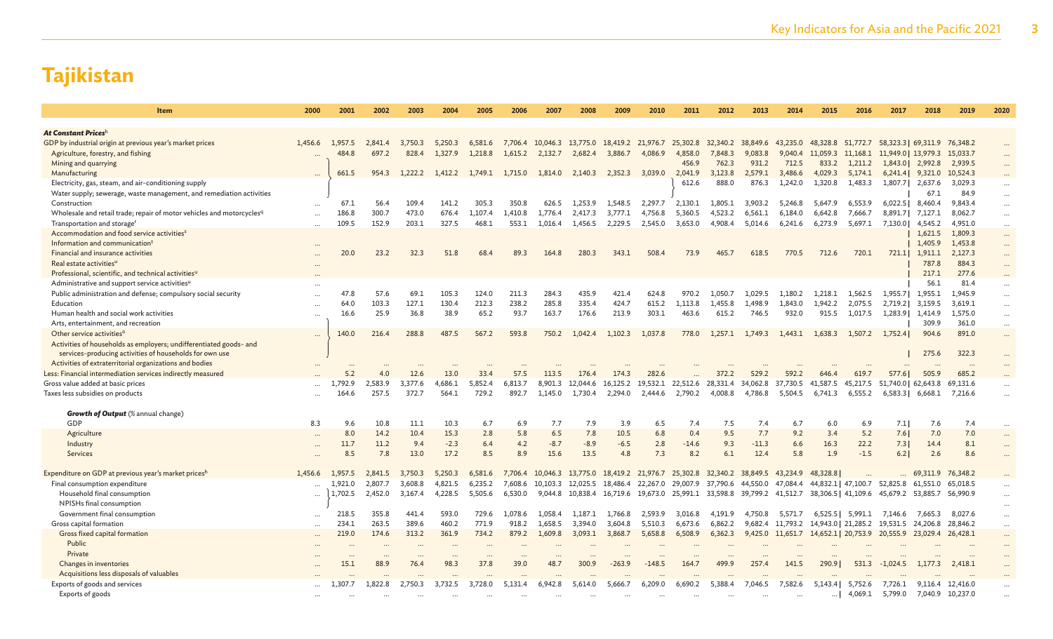# Tajikistan

| Item | 2000 | 2001 | 2002 | 2003 | 2004 | 2005 | 2006 | 2007 | 2008 | 2009 | 2010 | 2011 | 2012 | 2013 | 2014 | 2015 | 2016 | 2017 | 2018 | 2019 | 2020 |
|---|---|---|---|---|---|---|---|---|---|---|---|---|---|---|---|---|---|---|---|---|---|
| ***At Constant Prices***[h] | | | | | | | | | | | | | | | | | | | | | |
| GDP by industrial origin at previous year's market prices | 1,456.6 | 1,957.5 | 2,841.4 | 3,750.3 | 5,250.3 | 6,581.6 | 7,706.4 | 10,046.3 | 13,775.0 | 18,419.2 | 21,976.7 | 25,302.8 | 32,340.2 | 38,849.6 | 43,235.0 | 48,328.8 | 51,772.7 | 58,323.3 | 69,311.9 | 76,348.2 | ... |
| Agriculture, forestry, and fishing | ... | 484.8 | 697.2 | 828.4 | 1,327.9 | 1,218.8 | 1,615.2 | 2,132.7 | 2,682.4 | 3,886.7 | 4,086.9 | 4,858.0 | 7,848.3 | 9,083.8 | 9,040.4 | 11,059.3 | 11,168.1 | 11,949.0 | 13,979.3 | 15,033.7 | ... |
| Mining and quarrying | | | | | | | | | | | | 456.9 | 762.3 | 931.2 | 712.5 | 833.2 | 1,211.2 | 1,843.0 | 2,992.8 | 2,939.5 | ... |
| Manufacturing | ... | 661.5 | 954.3 | 1,222.2 | 1,412.2 | 1,749.1 | 1,715.0 | 1,814.0 | 2,140.3 | 2,352.3 | 3,039.0 | 2,041.9 | 3,123.8 | 2,579.1 | 3,486.6 | 4,029.3 | 5,174.1 | 6,241.4 | 9,321.0 | 10,524.3 | ... |
| Electricity, gas, steam, and air-conditioning supply | | | | | | | | | | | | 612.6 | 888.0 | 876.3 | 1,242.0 | 1,320.8 | 1,483.3 | 1,807.7 | 2,637.6 | 3,029.3 | ... |
| Water supply; sewerage, waste management, and remediation activities | | | | | | | | | | | | | | | | | | | 67.1 | 84.9 | ... |
| Construction | ... | 67.1 | 56.4 | 109.4 | 141.2 | 305.3 | 350.8 | 626.5 | 1,253.9 | 1,548.5 | 2,297.7 | 2,130.1 | 1,805.1 | 3,903.2 | 5,246.8 | 5,647.9 | 6,553.9 | 6,022.5 | 8,460.4 | 9,843.4 | ... |
| Wholesale and retail trade; repair of motor vehicles and motorcycles[q] | ... | 186.8 | 300.7 | 473.0 | 676.4 | 1,107.4 | 1,410.8 | 1,776.4 | 2,417.3 | 3,777.1 | 4,756.8 | 5,360.5 | 4,523.2 | 6,561.1 | 6,184.0 | 6,642.8 | 7,666.7 | 8,891.7 | 7,127.1 | 8,062.7 | ... |
| Transportation and storage[r] | ... | 109.5 | 152.9 | 203.1 | 327.5 | 468.1 | 553.1 | 1,016.4 | 1,456.5 | 2,229.5 | 2,545.0 | 3,653.0 | 4,908.4 | 5,014.6 | 6,241.6 | 6,273.9 | 5,697.1 | 7,130.0 | 4,545.2 | 4,951.0 | ... |
| Accommodation and food service activities[s] | | | | | | | | | | | | | | | | | | | 1,621.5 | 1,809.3 | ... |
| Information and communication[t] | ... | | | | | | | | | | | | | | | | | | 1,405.9 | 1,453.8 | ... |
| Financial and insurance activities | ... | 20.0 | 23.2 | 32.3 | 51.8 | 68.4 | 89.3 | 164.8 | 280.3 | 343.1 | 508.4 | 73.9 | 465.7 | 618.5 | 770.5 | 712.6 | 720.1 | 721.1 | 1,911.1 | 2,127.3 | ... |
| Real estate activities[u] | ... | | | | | | | | | | | | | | | | | | 787.8 | 884.3 | ... |
| Professional, scientific, and technical activities[u] | ... | | | | | | | | | | | | | | | | | | 217.1 | 277.6 | ... |
| Administrative and support service activities[u] | ... | | | | | | | | | | | | | | | | | | 56.1 | 81.4 | ... |
| Public administration and defense; compulsory social security | ... | 47.8 | 57.6 | 69.1 | 105.3 | 124.0 | 211.3 | 284.3 | 435.9 | 421.4 | 624.8 | 970.2 | 1,050.7 | 1,029.5 | 1,180.2 | 1,218.1 | 1,562.5 | 1,955.7 | 1,955.1 | 1,945.9 | ... |
| Education | ... | 64.0 | 103.3 | 127.1 | 130.4 | 212.3 | 238.2 | 285.8 | 335.4 | 424.7 | 615.2 | 1,113.8 | 1,455.8 | 1,498.9 | 1,843.0 | 1,942.2 | 2,075.5 | 2,719.2 | 3,159.5 | 3,619.1 | ... |
| Human health and social work activities | ... | 16.6 | 25.9 | 36.8 | 38.9 | 65.2 | 93.7 | 163.7 | 176.6 | 213.9 | 303.1 | 463.6 | 615.2 | 746.5 | 932.0 | 915.5 | 1,017.5 | 1,283.9 | 1,414.9 | 1,575.0 | ... |
| Arts, entertainment, and recreation | | | | | | | | | | | | | | | | | | | 309.9 | 361.0 | ... |
| Other service activities[o] | ... | 140.0 | 216.4 | 288.8 | 487.5 | 567.2 | 593.8 | 750.2 | 1,042.4 | 1,102.3 | 1,037.8 | 778.0 | 1,257.1 | 1,749.3 | 1,443.1 | 1,638.3 | 1,507.2 | 1,752.4 | 904.6 | 891.0 | ... |
| Activities of households as employers; undifferentiated goods- and services-producing activities of households for own use | | | | | | | | | | | | | | | | | | | 275.6 | 322.3 | ... |
| Activities of extraterritorial organizations and bodies | ... | ... | ... | ... | ... | ... | ... | ... | ... | ... | ... | ... | ... | ... | ... | ... | ... | ... | ... | ... | ... |
| Less: Financial intermediation services indirectly measured | ... | 5.2 | 4.0 | 12.6 | 13.0 | 33.4 | 57.5 | 113.5 | 176.4 | 174.3 | 282.6 | ... | 372.2 | 529.2 | 592.2 | 646.4 | 619.7 | 577.6 | 505.9 | 685.2 | ... |
| Gross value added at basic prices | ... | 1,792.9 | 2,583.9 | 3,377.6 | 4,686.1 | 5,852.4 | 6,813.7 | 8,901.3 | 12,044.6 | 16,125.2 | 19,532.1 | 22,512.6 | 28,331.4 | 34,062.8 | 37,730.5 | 41,587.5 | 45,217.5 | 51,740.0 | 62,643.8 | 69,131.6 | ... |
| Taxes less subsidies on products | ... | 164.6 | 257.5 | 372.7 | 564.1 | 729.2 | 892.7 | 1,145.0 | 1,730.4 | 2,294.0 | 2,444.6 | 2,790.2 | 4,008.8 | 4,786.8 | 5,504.5 | 6,741.3 | 6,555.2 | 6,583.3 | 6,668.1 | 7,216.6 | ... |
| ***Growth of Output*** (% annual change) | | | | | | | | | | | | | | | | | | | | | |
| GDP | 8.3 | 9.6 | 10.8 | 11.1 | 10.3 | 6.7 | 6.9 | 7.7 | 7.9 | 3.9 | 6.5 | 7.4 | 7.5 | 7.4 | 6.7 | 6.0 | 6.9 | 7.1 | 7.6 | 7.4 | ... |
| Agriculture | ... | 8.0 | 14.2 | 10.4 | 15.3 | 2.8 | 5.8 | 6.5 | 7.8 | 10.5 | 6.8 | 0.4 | 9.5 | 7.7 | 9.2 | 3.4 | 5.2 | 7.6 | 7.0 | 7.0 | ... |
| Industry | ... | 11.7 | 11.2 | 9.4 | -2.3 | 6.4 | 4.2 | -8.7 | -8.9 | -6.5 | 2.8 | -14.6 | 9.3 | -11.3 | 6.6 | 16.3 | 22.2 | 7.3 | 14.4 | 8.1 | ... |
| Services | ... | 8.5 | 7.8 | 13.0 | 17.2 | 8.5 | 8.9 | 15.6 | 13.5 | 4.8 | 7.3 | 8.2 | 6.1 | 12.4 | 5.8 | 1.9 | -1.5 | 6.2 | 2.6 | 8.6 | ... |
| Expenditure on GDP at previous year's market prices[h] | 1,456.6 | 1,957.5 | 2,841.5 | 3,750.3 | 5,250.3 | 6,581.6 | 7,706.4 | 10,046.3 | 13,775.0 | 18,419.2 | 21,976.7 | 25,302.8 | 32,340.2 | 38,849.5 | 43,234.9 | 48,328.8 | ... | ... | 69,311.9 | 76,348.2 | ... |
| Final consumption expenditure | ... | 1,921.0 | 2,807.7 | 3,608.8 | 4,821.5 | 6,235.2 | 7,608.6 | 10,103.3 | 12,025.5 | 18,486.4 | 22,267.0 | 29,007.9 | 37,790.6 | 44,550.0 | 47,084.4 | 44,832.1 | 47,100.7 | 52,825.8 | 61,551.0 | 65,018.5 | ... |
| Household final consumption | ... | 1,702.5 | 2,452.0 | 3,167.4 | 4,228.5 | 5,505.6 | 6,530.0 | 9,044.8 | 10,838.4 | 16,719.6 | 19,673.0 | 25,991.1 | 33,598.8 | 39,799.2 | 41,512.7 | 38,306.5 | 41,109.6 | 45,679.2 | 53,885.7 | 56,990.9 | ... |
| NPISHs final consumption | | | | | | | | | | | | | | | | | | | | | ... |
| Government final consumption | ... | 218.5 | 355.8 | 441.4 | 593.0 | 729.6 | 1,078.6 | 1,058.4 | 1,187.1 | 1,766.8 | 2,593.9 | 3,016.8 | 4,191.9 | 4,750.8 | 5,571.7 | 6,525.5 | 5,991.1 | 7,146.6 | 7,665.3 | 8,027.6 | ... |
| Gross capital formation | ... | 234.1 | 263.5 | 389.6 | 460.2 | 771.9 | 918.2 | 1,658.5 | 3,394.0 | 3,604.8 | 5,510.3 | 6,673.6 | 6,862.2 | 9,682.4 | 11,793.2 | 14,943.0 | 21,285.2 | 19,531.5 | 24,206.8 | 28,846.2 | ... |
| Gross fixed capital formation | ... | 219.0 | 174.6 | 313.2 | 361.9 | 734.2 | 879.2 | 1,609.8 | 3,093.1 | 3,868.7 | 5,658.8 | 6,508.9 | 6,362.3 | 9,425.0 | 11,651.7 | 14,652.1 | 20,753.9 | 20,555.9 | 23,029.4 | 26,428.1 | ... |
| Public | ... | ... | ... | ... | ... | ... | ... | ... | ... | ... | ... | ... | ... | ... | ... | ... | ... | ... | ... | ... | ... |
| Private | ... | ... | ... | ... | ... | ... | ... | ... | ... | ... | ... | ... | ... | ... | ... | ... | ... | ... | ... | ... | ... |
| Changes in inventories | ... | 15.1 | 88.9 | 76.4 | 98.3 | 37.8 | 39.0 | 48.7 | 300.9 | -263.9 | -148.5 | 164.7 | 499.9 | 257.4 | 141.5 | 290.9 | 531.3 | -1,024.5 | 1,177.3 | 2,418.1 | ... |
| Acquisitions less disposals of valuables | ... | ... | ... | ... | ... | ... | ... | ... | ... | ... | ... | ... | ... | ... | ... | ... | ... | ... | ... | ... | ... |
| Exports of goods and services | ... | 1,307.7 | 1,822.8 | 2,750.3 | 3,732.5 | 3,728.0 | 5,131.4 | 6,942.8 | 5,614.0 | 5,666.7 | 6,209.0 | 6,690.2 | 5,388.4 | 7,046.5 | 7,582.6 | 5,143.4 | 5,752.6 | 7,726.1 | 9,116.4 | 12,416.0 | ... |
| Exports of goods | ... | ... | ... | ... | ... | ... | ... | ... | ... | ... | ... | ... | ... | ... | ... | ... | 4,069.1 | 5,799.0 | 7,040.9 | 10,237.0 | ... |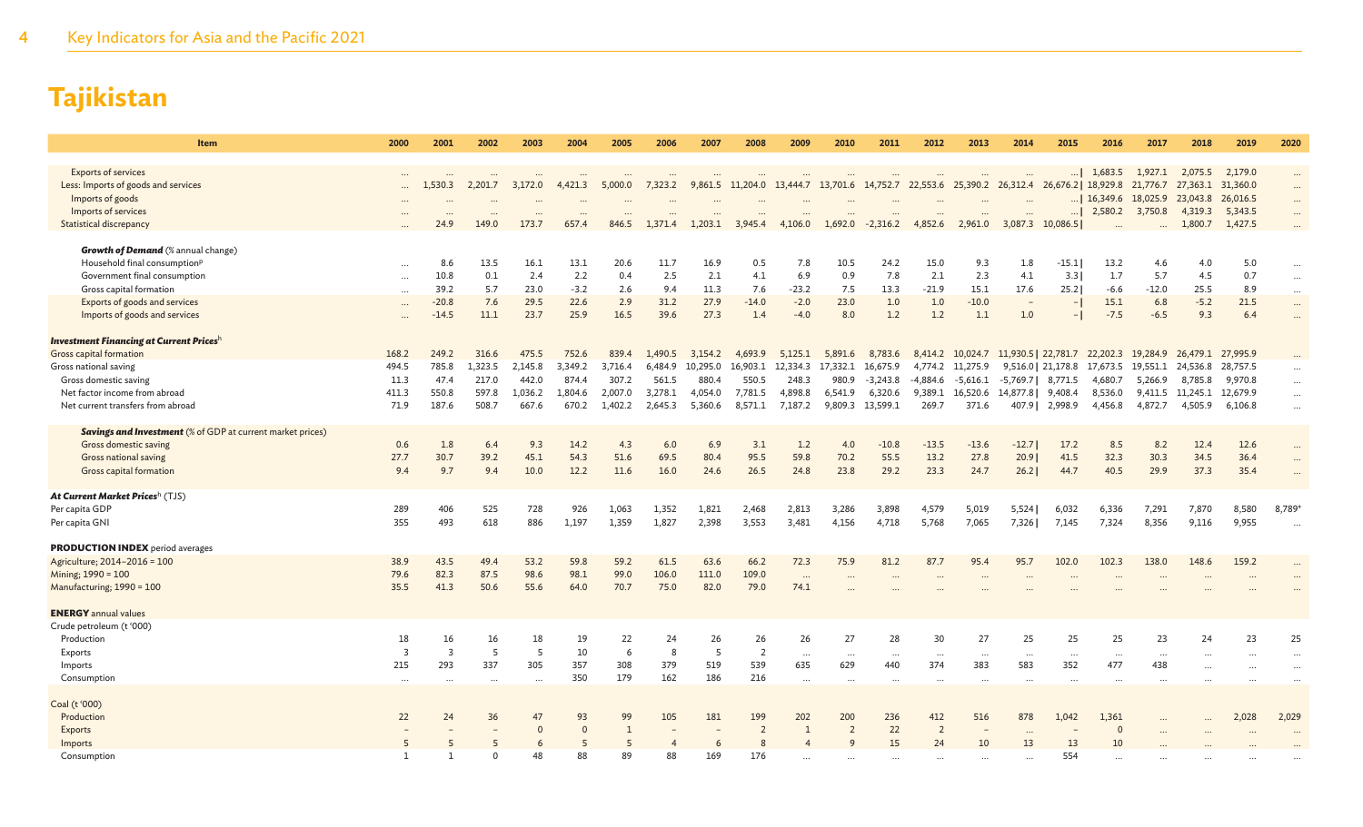# Tajikistan

| Item | 2000 | 2001 | 2002 | 2003 | 2004 | 2005 | 2006 | 2007 | 2008 | 2009 | 2010 | 2011 | 2012 | 2013 | 2014 | 2015 | 2016 | 2017 | 2018 | 2019 | 2020 |
|---|---|---|---|---|---|---|---|---|---|---|---|---|---|---|---|---|---|---|---|---|---|
| Exports of services | ... | ... | ... | ... | ... | ... | ... | ... | ... | ... | ... | ... | ... | ... | ... | ... \| | 1,683.5 | 1,927.1 | 2,075.5 | 2,179.0 | ... |
| Less: Imports of goods and services | ... | 1,530.3 | 2,201.7 | 3,172.0 | 4,421.3 | 5,000.0 | 7,323.2 | 9,861.5 | 11,204.0 | 13,444.7 | 13,701.6 | 14,752.7 | 22,553.6 | 25,390.2 | 26,312.4 | 26,676.2 \| | 18,929.8 | 21,776.7 | 27,363.1 | 31,360.0 | ... |
| Imports of goods | ... | ... | ... | ... | ... | ... | ... | ... | ... | ... | ... | ... | ... | ... | ... | ... \| | 16,349.6 | 18,025.9 | 23,043.8 | 26,016.5 | ... |
| Imports of services | ... | ... | ... | ... | ... | ... | ... | ... | ... | ... | ... | ... | ... | ... | ... | ... \| | 2,580.2 | 3,750.8 | 4,319.3 | 5,343.5 | ... |
| Statistical discrepancy | ... | 24.9 | 149.0 | 173.7 | 657.4 | 846.5 | 1,371.4 | 1,203.1 | 3,945.4 | 4,106.0 | 1,692.0 | -2,316.2 | 4,852.6 | 2,961.0 | 3,087.3 | 10,086.5 \| | ... | ... | 1,800.7 | 1,427.5 | ... |
| ***Growth of Demand*** (% annual change) | | | | | | | | | | | | | | | | | | | | | |
| Household final consumption[p] | ... | 8.6 | 13.5 | 16.1 | 13.1 | 20.6 | 11.7 | 16.9 | 0.5 | 7.8 | 10.5 | 24.2 | 15.0 | 9.3 | 1.8 | -15.1 \| | 13.2 | 4.6 | 4.0 | 5.0 | ... |
| Government final consumption | ... | 10.8 | 0.1 | 2.4 | 2.2 | 0.4 | 2.5 | 2.1 | 4.1 | 6.9 | 0.9 | 7.8 | 2.1 | 2.3 | 4.1 | 3.3 \| | 1.7 | 5.7 | 4.5 | 0.7 | ... |
| Gross capital formation | ... | 39.2 | 5.7 | 23.0 | -3.2 | 2.6 | 9.4 | 11.3 | 7.6 | -23.2 | 7.5 | 13.3 | -21.9 | 15.1 | 17.6 | 25.2 \| | -6.6 | -12.0 | 25.5 | 8.9 | ... |
| Exports of goods and services | ... | -20.8 | 7.6 | 29.5 | 22.6 | 2.9 | 31.2 | 27.9 | -14.0 | -2.0 | 23.0 | 1.0 | 1.0 | -10.0 | – | – \| | 15.1 | 6.8 | -5.2 | 21.5 | ... |
| Imports of goods and services | ... | -14.5 | 11.1 | 23.7 | 25.9 | 16.5 | 39.6 | 27.3 | 1.4 | -4.0 | 8.0 | 1.2 | 1.2 | 1.1 | 1.0 | – \| | -7.5 | -6.5 | 9.3 | 6.4 | ... |
| ***Investment Financing at Current Prices***[h] | | | | | | | | | | | | | | | | | | | | | |
| Gross capital formation | 168.2 | 249.2 | 316.6 | 475.5 | 752.6 | 839.4 | 1,490.5 | 3,154.2 | 4,693.9 | 5,125.1 | 5,891.6 | 8,783.6 | 8,414.2 | 10,024.7 | 11,930.5 \| | 22,781.7 | 22,202.3 | 19,284.9 | 26,479.1 | 27,995.9 | ... |
| Gross national saving | 494.5 | 785.8 | 1,323.5 | 2,145.8 | 3,349.2 | 3,716.4 | 6,484.9 | 10,295.0 | 16,903.1 | 12,334.3 | 17,332.1 | 16,675.9 | 4,774.2 | 11,275.9 | 9,516.0 \| | 21,178.8 | 17,673.5 | 19,551.1 | 24,536.8 | 28,757.5 | ... |
| Gross domestic saving | 11.3 | 47.4 | 217.0 | 442.0 | 874.4 | 307.2 | 561.5 | 880.4 | 550.5 | 248.3 | 980.9 | -3,243.8 | -4,884.6 | -5,616.1 | -5,769.7 \| | 8,771.5 | 4,680.7 | 5,266.9 | 8,785.8 | 9,970.8 | ... |
| Net factor income from abroad | 411.3 | 550.8 | 597.8 | 1,036.2 | 1,804.6 | 2,007.0 | 3,278.1 | 4,054.0 | 7,781.5 | 4,898.8 | 6,541.9 | 6,320.6 | 9,389.1 | 16,520.6 | 14,877.8 \| | 9,408.4 | 8,536.0 | 9,411.5 | 11,245.1 | 12,679.9 | ... |
| Net current transfers from abroad | 71.9 | 187.6 | 508.7 | 667.6 | 670.2 | 1,402.2 | 2,645.3 | 5,360.6 | 8,571.1 | 7,187.2 | 9,809.3 | 13,599.1 | 269.7 | 371.6 | 407.9 \| | 2,998.9 | 4,456.8 | 4,872.7 | 4,505.9 | 6,106.8 | ... |
| ***Savings and Investment*** (% of GDP at current market prices) | | | | | | | | | | | | | | | | | | | | | |
| Gross domestic saving | 0.6 | 1.8 | 6.4 | 9.3 | 14.2 | 4.3 | 6.0 | 6.9 | 3.1 | 1.2 | 4.0 | -10.8 | -13.5 | -13.6 | -12.7 \| | 17.2 | 8.5 | 8.2 | 12.4 | 12.6 | ... |
| Gross national saving | 27.7 | 30.7 | 39.2 | 45.1 | 54.3 | 51.6 | 69.5 | 80.4 | 95.5 | 59.8 | 70.2 | 55.5 | 13.2 | 27.8 | 20.9 \| | 41.5 | 32.3 | 30.3 | 34.5 | 36.4 | ... |
| Gross capital formation | 9.4 | 9.7 | 9.4 | 10.0 | 12.2 | 11.6 | 16.0 | 24.6 | 26.5 | 24.8 | 23.8 | 29.2 | 23.3 | 24.7 | 26.2 \| | 44.7 | 40.5 | 29.9 | 37.3 | 35.4 | ... |
| ***At Current Market Prices***[h] (TJS) | | | | | | | | | | | | | | | | | | | | | |
| Per capita GDP | 289 | 406 | 525 | 728 | 926 | 1,063 | 1,352 | 1,821 | 2,468 | 2,813 | 3,286 | 3,898 | 4,579 | 5,019 | 5,524 \| | 6,032 | 6,336 | 7,291 | 7,870 | 8,580 | 8,789* |
| Per capita GNI | 355 | 493 | 618 | 886 | 1,197 | 1,359 | 1,827 | 2,398 | 3,553 | 3,481 | 4,156 | 4,718 | 5,768 | 7,065 | 7,326 \| | 7,145 | 7,324 | 8,356 | 9,116 | 9,955 | ... |
| **PRODUCTION INDEX** period averages | | | | | | | | | | | | | | | | | | | | | |
| Agriculture; 2014–2016 = 100 | 38.9 | 43.5 | 49.4 | 53.2 | 59.8 | 59.2 | 61.5 | 63.6 | 66.2 | 72.3 | 75.9 | 81.2 | 87.7 | 95.4 | 95.7 | 102.0 | 102.3 | 138.0 | 148.6 | 159.2 | ... |
| Mining; 1990 = 100 | 79.6 | 82.3 | 87.5 | 98.6 | 98.1 | 99.0 | 106.0 | 111.0 | 109.0 | ... | ... | ... | ... | ... | ... | ... | ... | ... | ... | ... | ... |
| Manufacturing; 1990 = 100 | 35.5 | 41.3 | 50.6 | 55.6 | 64.0 | 70.7 | 75.0 | 82.0 | 79.0 | 74.1 | ... | ... | ... | ... | ... | ... | ... | ... | ... | ... | ... |
| **ENERGY** annual values | | | | | | | | | | | | | | | | | | | | | |
| Crude petroleum (t '000) | | | | | | | | | | | | | | | | | | | | | |
| Production | 18 | 16 | 16 | 18 | 19 | 22 | 24 | 26 | 26 | 26 | 27 | 28 | 30 | 27 | 25 | 25 | 25 | 23 | 24 | 23 | 25 |
| Exports | 3 | 3 | 5 | 5 | 10 | 6 | 8 | 5 | 2 | ... | ... | ... | ... | ... | ... | ... | ... | ... | ... | ... | ... |
| Imports | 215 | 293 | 337 | 305 | 357 | 308 | 379 | 519 | 539 | 635 | 629 | 440 | 374 | 383 | 583 | 352 | 477 | 438 | ... | ... | ... |
| Consumption | ... | ... | ... | ... | 350 | 179 | 162 | 186 | 216 | ... | ... | ... | ... | ... | ... | ... | ... | ... | ... | ... | ... |
| Coal (t '000) | | | | | | | | | | | | | | | | | | | | | |
| Production | 22 | 24 | 36 | 47 | 93 | 99 | 105 | 181 | 199 | 202 | 200 | 236 | 412 | 516 | 878 | 1,042 | 1,361 | ... | ... | 2,028 | 2,029 |
| Exports | – | – | – | 0 | 0 | 1 | – | – | 2 | 1 | 2 | 22 | 2 | – | ... | – | 0 | ... | ... | ... | ... |
| Imports | 5 | 5 | 5 | 6 | 5 | 5 | 4 | 6 | 8 | 4 | 9 | 15 | 24 | 10 | 13 | 13 | 10 | ... | ... | ... | ... |
| Consumption | 1 | 1 | 0 | 48 | 88 | 89 | 88 | 169 | 176 | ... | ... | ... | ... | ... | ... | 554 | ... | ... | ... | ... | ... |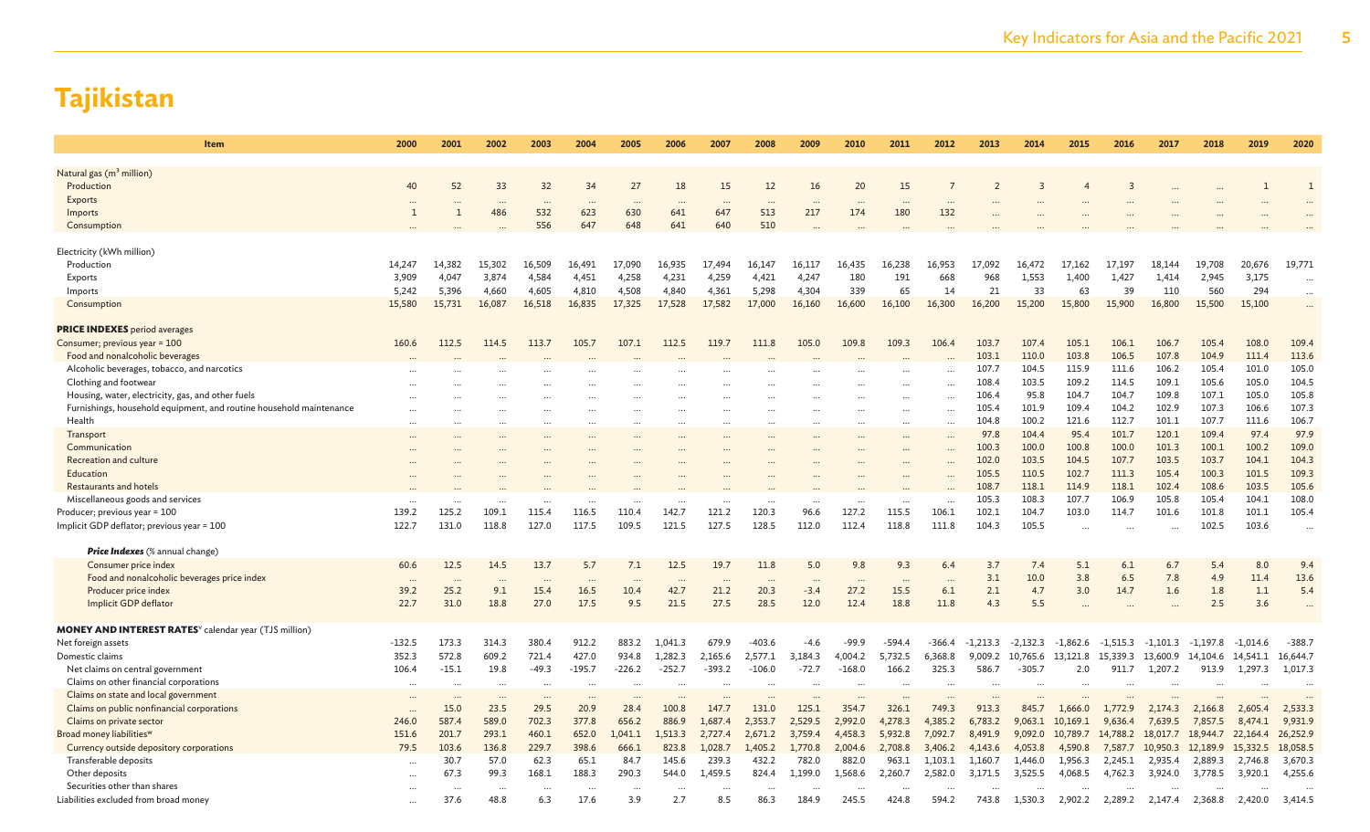# Tajikistan

| Item | 2000 | 2001 | 2002 | 2003 | 2004 | 2005 | 2006 | 2007 | 2008 | 2009 | 2010 | 2011 | 2012 | 2013 | 2014 | 2015 | 2016 | 2017 | 2018 | 2019 | 2020 |
|---|---|---|---|---|---|---|---|---|---|---|---|---|---|---|---|---|---|---|---|---|---|
| Natural gas (m³ million) | | | | | | | | | | | | | | | | | | | | | |
| Production | 40 | 52 | 33 | 32 | 34 | 27 | 18 | 15 | 12 | 16 | 20 | 15 | 7 | 2 | 3 | 4 | 3 | ... | ... | 1 | 1 |
| Exports | ... | ... | ... | ... | ... | ... | ... | ... | ... | ... | ... | ... | ... | ... | ... | ... | ... | ... | ... | ... | ... |
| Imports | 1 | 1 | 486 | 532 | 623 | 630 | 641 | 647 | 513 | 217 | 174 | 180 | 132 | ... | ... | ... | ... | ... | ... | ... | ... |
| Consumption | ... | ... | ... | 556 | 647 | 648 | 641 | 640 | 510 | ... | ... | ... | ... | ... | ... | ... | ... | ... | ... | ... | ... |
| Electricity (kWh million) | | | | | | | | | | | | | | | | | | | | | |
| Production | 14,247 | 14,382 | 15,302 | 16,509 | 16,491 | 17,090 | 16,935 | 17,494 | 16,147 | 16,117 | 16,435 | 16,238 | 16,953 | 17,092 | 16,472 | 17,162 | 17,197 | 18,144 | 19,708 | 20,676 | 19,771 |
| Exports | 3,909 | 4,047 | 3,874 | 4,584 | 4,451 | 4,258 | 4,231 | 4,259 | 4,421 | 4,247 | 180 | 191 | 668 | 968 | 1,553 | 1,400 | 1,427 | 1,414 | 2,945 | 3,175 | ... |
| Imports | 5,242 | 5,396 | 4,660 | 4,605 | 4,810 | 4,508 | 4,840 | 4,361 | 5,298 | 4,304 | 339 | 65 | 14 | 21 | 33 | 63 | 39 | 110 | 560 | 294 | ... |
| Consumption | 15,580 | 15,731 | 16,087 | 16,518 | 16,835 | 17,325 | 17,528 | 17,582 | 17,000 | 16,160 | 16,600 | 16,100 | 16,300 | 16,200 | 15,200 | 15,800 | 15,900 | 16,800 | 15,500 | 15,100 | ... |
| **PRICE INDEXES** period averages | | | | | | | | | | | | | | | | | | | | | |
| Consumer; previous year = 100 | 160.6 | 112.5 | 114.5 | 113.7 | 105.7 | 107.1 | 112.5 | 119.7 | 111.8 | 105.0 | 109.8 | 109.3 | 106.4 | 103.7 | 107.4 | 105.1 | 106.1 | 106.7 | 105.4 | 108.0 | 109.4 |
| Food and nonalcoholic beverages | ... | ... | ... | ... | ... | ... | ... | ... | ... | ... | ... | ... | ... | 103.1 | 110.0 | 103.8 | 106.5 | 107.8 | 104.9 | 111.4 | 113.6 |
| Alcoholic beverages, tobacco, and narcotics | ... | ... | ... | ... | ... | ... | ... | ... | ... | ... | ... | ... | ... | 107.7 | 104.5 | 115.9 | 111.6 | 106.2 | 105.4 | 101.0 | 105.0 |
| Clothing and footwear | ... | ... | ... | ... | ... | ... | ... | ... | ... | ... | ... | ... | ... | 108.4 | 103.5 | 109.2 | 114.5 | 109.1 | 105.6 | 105.0 | 104.5 |
| Housing, water, electricity, gas, and other fuels | ... | ... | ... | ... | ... | ... | ... | ... | ... | ... | ... | ... | ... | 106.4 | 95.8 | 104.7 | 104.7 | 109.8 | 107.1 | 105.0 | 105.8 |
| Furnishings, household equipment, and routine household maintenance | ... | ... | ... | ... | ... | ... | ... | ... | ... | ... | ... | ... | ... | 105.4 | 101.9 | 109.4 | 104.2 | 102.9 | 107.3 | 106.6 | 107.3 |
| Health | ... | ... | ... | ... | ... | ... | ... | ... | ... | ... | ... | ... | ... | 104.8 | 100.2 | 121.6 | 112.7 | 101.1 | 107.7 | 111.6 | 106.7 |
| Transport | ... | ... | ... | ... | ... | ... | ... | ... | ... | ... | ... | ... | ... | 97.8 | 104.4 | 95.4 | 101.7 | 120.1 | 109.4 | 97.4 | 97.9 |
| Communication | ... | ... | ... | ... | ... | ... | ... | ... | ... | ... | ... | ... | ... | 100.3 | 100.0 | 100.8 | 100.0 | 101.3 | 100.1 | 100.2 | 109.0 |
| Recreation and culture | ... | ... | ... | ... | ... | ... | ... | ... | ... | ... | ... | ... | ... | 102.0 | 103.5 | 104.5 | 107.7 | 103.5 | 103.7 | 104.1 | 104.3 |
| Education | ... | ... | ... | ... | ... | ... | ... | ... | ... | ... | ... | ... | ... | 105.5 | 110.5 | 102.7 | 111.3 | 105.4 | 100.3 | 101.5 | 109.3 |
| Restaurants and hotels | ... | ... | ... | ... | ... | ... | ... | ... | ... | ... | ... | ... | ... | 108.7 | 118.1 | 114.9 | 118.1 | 102.4 | 108.6 | 103.5 | 105.6 |
| Miscellaneous goods and services | ... | ... | ... | ... | ... | ... | ... | ... | ... | ... | ... | ... | ... | 105.3 | 108.3 | 107.7 | 106.9 | 105.8 | 105.4 | 104.1 | 108.0 |
| Producer; previous year = 100 | 139.2 | 125.2 | 109.1 | 115.4 | 116.5 | 110.4 | 142.7 | 121.2 | 120.3 | 96.6 | 127.2 | 115.5 | 106.1 | 102.1 | 104.7 | 103.0 | 114.7 | 101.6 | 101.8 | 101.1 | 105.4 |
| Implicit GDP deflator; previous year = 100 | 122.7 | 131.0 | 118.8 | 127.0 | 117.5 | 109.5 | 121.5 | 127.5 | 128.5 | 112.0 | 112.4 | 118.8 | 111.8 | 104.3 | 105.5 | ... | ... | ... | 102.5 | 103.6 | ... |
| ***Price Indexes*** (% annual change) | | | | | | | | | | | | | | | | | | | | | |
| Consumer price index | 60.6 | 12.5 | 14.5 | 13.7 | 5.7 | 7.1 | 12.5 | 19.7 | 11.8 | 5.0 | 9.8 | 9.3 | 6.4 | 3.7 | 7.4 | 5.1 | 6.1 | 6.7 | 5.4 | 8.0 | 9.4 |
| Food and nonalcoholic beverages price index | ... | ... | ... | ... | ... | ... | ... | ... | ... | ... | ... | ... | ... | 3.1 | 10.0 | 3.8 | 6.5 | 7.8 | 4.9 | 11.4 | 13.6 |
| Producer price index | 39.2 | 25.2 | 9.1 | 15.4 | 16.5 | 10.4 | 42.7 | 21.2 | 20.3 | -3.4 | 27.2 | 15.5 | 6.1 | 2.1 | 4.7 | 3.0 | 14.7 | 1.6 | 1.8 | 1.1 | 5.4 |
| Implicit GDP deflator | 22.7 | 31.0 | 18.8 | 27.0 | 17.5 | 9.5 | 21.5 | 27.5 | 28.5 | 12.0 | 12.4 | 18.8 | 11.8 | 4.3 | 5.5 | ... | ... | ... | 2.5 | 3.6 | ... |
| **MONEY AND INTEREST RATES**[v] calendar year (TJS million) | | | | | | | | | | | | | | | | | | | | | |
| Net foreign assets | -132.5 | 173.3 | 314.3 | 380.4 | 912.2 | 883.2 | 1,041.3 | 679.9 | -403.6 | -4.6 | -99.9 | -594.4 | -366.4 | -1,213.3 | -2,132.3 | -1,862.6 | -1,515.3 | -1,101.3 | -1,197.8 | -1,014.6 | -388.7 |
| Domestic claims | 352.3 | 572.8 | 609.2 | 721.4 | 427.0 | 934.8 | 1,282.3 | 2,165.6 | 2,577.1 | 3,184.3 | 4,004.2 | 5,732.5 | 6,368.8 | 9,009.2 | 10,765.6 | 13,121.8 | 15,339.3 | 13,600.9 | 14,104.6 | 14,541.1 | 16,644.7 |
| Net claims on central government | 106.4 | -15.1 | 19.8 | -49.3 | -195.7 | -226.2 | -252.7 | -393.2 | -106.0 | -72.7 | -168.0 | 166.2 | 325.3 | 586.7 | -305.7 | 2.0 | 911.7 | 1,207.2 | 913.9 | 1,297.3 | 1,017.3 |
| Claims on other financial corporations | ... | ... | ... | ... | ... | ... | ... | ... | ... | ... | ... | ... | ... | ... | ... | ... | ... | ... | ... | ... | ... |
| Claims on state and local government | ... | ... | ... | ... | ... | ... | ... | ... | ... | ... | ... | ... | ... | ... | ... | ... | ... | ... | ... | ... | ... |
| Claims on public nonfinancial corporations | ... | 15.0 | 23.5 | 29.5 | 20.9 | 28.4 | 100.8 | 147.7 | 131.0 | 125.1 | 354.7 | 326.1 | 749.3 | 913.3 | 845.7 | 1,666.0 | 1,772.9 | 2,174.3 | 2,166.8 | 2,605.4 | 2,533.3 |
| Claims on private sector | 246.0 | 587.4 | 589.0 | 702.3 | 377.8 | 656.2 | 886.9 | 1,687.4 | 2,353.7 | 2,529.5 | 2,992.0 | 4,278.3 | 4,385.2 | 6,783.2 | 9,063.1 | 10,169.1 | 9,636.4 | 7,639.5 | 7,857.5 | 8,474.1 | 9,931.9 |
| Broad money liabilities[w] | 151.6 | 201.7 | 293.1 | 460.1 | 652.0 | 1,041.1 | 1,513.3 | 2,727.4 | 2,671.2 | 3,759.4 | 4,458.3 | 5,932.8 | 7,092.7 | 8,491.9 | 9,092.0 | 10,789.7 | 14,788.2 | 18,017.7 | 18,944.7 | 22,164.4 | 26,252.9 |
| Currency outside depository corporations | 79.5 | 103.6 | 136.8 | 229.7 | 398.6 | 666.1 | 823.8 | 1,028.7 | 1,405.2 | 1,770.8 | 2,004.6 | 2,708.8 | 3,406.2 | 4,143.6 | 4,053.8 | 4,590.8 | 7,587.7 | 10,950.3 | 12,189.9 | 15,332.5 | 18,058.5 |
| Transferable deposits | ... | 30.7 | 57.0 | 62.3 | 65.1 | 84.7 | 145.6 | 239.3 | 432.2 | 782.0 | 882.0 | 963.1 | 1,103.1 | 1,160.7 | 1,446.0 | 1,956.3 | 2,245.1 | 2,935.4 | 2,889.3 | 2,746.8 | 3,670.3 |
| Other deposits | ... | 67.3 | 99.3 | 168.1 | 188.3 | 290.3 | 544.0 | 1,459.5 | 824.4 | 1,199.0 | 1,568.6 | 2,260.7 | 2,582.0 | 3,171.5 | 3,525.5 | 4,068.5 | 4,762.3 | 3,924.0 | 3,778.5 | 3,920.1 | 4,255.6 |
| Securities other than shares | ... | ... | ... | ... | ... | ... | ... | ... | ... | ... | ... | ... | ... | ... | ... | ... | ... | ... | ... | ... | ... |
| Liabilities excluded from broad money | ... | 37.6 | 48.8 | 6.3 | 17.6 | 3.9 | 2.7 | 8.5 | 86.3 | 184.9 | 245.5 | 424.8 | 594.2 | 743.8 | 1,530.3 | 2,902.2 | 2,289.2 | 2,147.4 | 2,368.8 | 2,420.0 | 3,414.5 |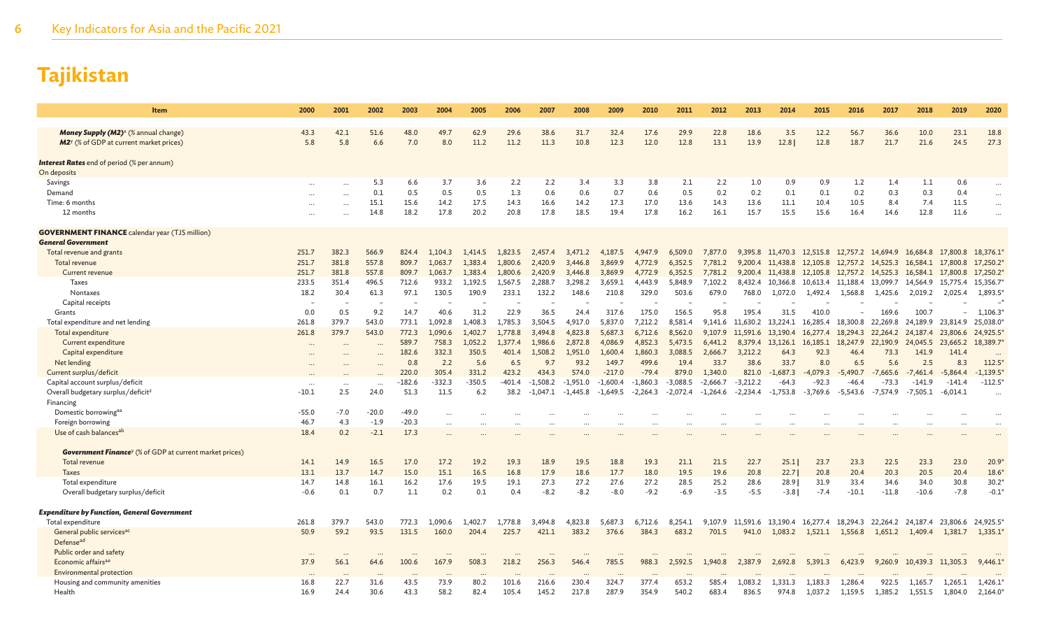# Tajikistan

| Item | 2000 | 2001 | 2002 | 2003 | 2004 | 2005 | 2006 | 2007 | 2008 | 2009 | 2010 | 2011 | 2012 | 2013 | 2014 | 2015 | 2016 | 2017 | 2018 | 2019 | 2020 |
|---|---|---|---|---|---|---|---|---|---|---|---|---|---|---|---|---|---|---|---|---|---|
| ***Money Supply (M2)***[x] (% annual change) | 43.3 | 42.1 | 51.6 | 48.0 | 49.7 | 62.9 | 29.6 | 38.6 | 31.7 | 32.4 | 17.6 | 29.9 | 22.8 | 18.6 | 3.5 | 12.2 | 56.7 | 36.6 | 10.0 | 23.1 | 18.8 |
| ***M2***[y] (% of GDP at current market prices) | 5.8 | 5.8 | 6.6 | 7.0 | 8.0 | 11.2 | 11.2 | 11.3 | 10.8 | 12.3 | 12.0 | 12.8 | 13.1 | 13.9 | 12.8 \| | 12.8 | 18.7 | 21.7 | 21.6 | 24.5 | 27.3 |
| ***Interest Rates*** end of period (% per annum) | | | | | | | | | | | | | | | | | | | | | |
| On deposits | | | | | | | | | | | | | | | | | | | | | |
| Savings | ... | ... | 5.3 | 6.6 | 3.7 | 3.6 | 2.2 | 2.2 | 3.4 | 3.3 | 3.8 | 2.1 | 2.2 | 1.0 | 0.9 | 0.9 | 1.2 | 1.4 | 1.1 | 0.6 | ... |
| Demand | ... | ... | 0.1 | 0.5 | 0.5 | 0.5 | 1.3 | 0.6 | 0.6 | 0.7 | 0.6 | 0.5 | 0.2 | 0.2 | 0.1 | 0.1 | 0.2 | 0.3 | 0.3 | 0.4 | ... |
| Time: 6 months | ... | ... | 15.1 | 15.6 | 14.2 | 17.5 | 14.3 | 16.6 | 14.2 | 17.3 | 17.0 | 13.6 | 14.3 | 13.6 | 11.1 | 10.4 | 10.5 | 8.4 | 7.4 | 11.5 | ... |
| 12 months | ... | ... | 14.8 | 18.2 | 17.8 | 20.2 | 20.8 | 17.8 | 18.5 | 19.4 | 17.8 | 16.2 | 16.1 | 15.7 | 15.5 | 15.6 | 16.4 | 14.6 | 12.8 | 11.6 | ... |
| **GOVERNMENT FINANCE** calendar year (TJS million) | | | | | | | | | | | | | | | | | | | | | |
| ***General Government*** | | | | | | | | | | | | | | | | | | | | | |
| Total revenue and grants | 251.7 | 382.3 | 566.9 | 824.4 | 1,104.3 | 1,414.5 | 1,823.5 | 2,457.4 | 3,471.2 | 4,187.5 | 4,947.9 | 6,509.0 | 7,877.0 | 9,395.8 | 11,470.3 | 12,515.8 | 12,757.2 | 14,694.9 | 16,684.8 | 17,800.8 | 18,376.1* |
| Total revenue | 251.7 | 381.8 | 557.8 | 809.7 | 1,063.7 | 1,383.4 | 1,800.6 | 2,420.9 | 3,446.8 | 3,869.9 | 4,772.9 | 6,352.5 | 7,781.2 | 9,200.4 | 11,438.8 | 12,105.8 | 12,757.2 | 14,525.3 | 16,584.1 | 17,800.8 | 17,250.2* |
| Current revenue | 251.7 | 381.8 | 557.8 | 809.7 | 1,063.7 | 1,383.4 | 1,800.6 | 2,420.9 | 3,446.8 | 3,869.9 | 4,772.9 | 6,352.5 | 7,781.2 | 9,200.4 | 11,438.8 | 12,105.8 | 12,757.2 | 14,525.3 | 16,584.1 | 17,800.8 | 17,250.2* |
| Taxes | 233.5 | 351.4 | 496.5 | 712.6 | 933.2 | 1,192.5 | 1,567.5 | 2,288.7 | 3,298.2 | 3,659.1 | 4,443.9 | 5,848.9 | 7,102.2 | 8,432.4 | 10,366.8 | 10,613.4 | 11,188.4 | 13,099.7 | 14,564.9 | 15,775.4 | 15,356.7* |
| Nontaxes | 18.2 | 30.4 | 61.3 | 97.1 | 130.5 | 190.9 | 233.1 | 132.2 | 148.6 | 210.8 | 329.0 | 503.6 | 679.0 | 768.0 | 1,072.0 | 1,492.4 | 1,568.8 | 1,425.6 | 2,019.2 | 2,025.4 | 1,893.5* |
| Capital receipts | – | – | – | – | – | – | – | – | – | – | – | – | – | – | – | – | – | – | – | – | –* |
| Grants | 0.0 | 0.5 | 9.2 | 14.7 | 40.6 | 31.2 | 22.9 | 36.5 | 24.4 | 317.6 | 175.0 | 156.5 | 95.8 | 195.4 | 31.5 | 410.0 | – | 169.6 | 100.7 | – | 1,106.3* |
| Total expenditure and net lending | 261.8 | 379.7 | 543.0 | 773.1 | 1,092.8 | 1,408.3 | 1,785.3 | 3,504.5 | 4,917.0 | 5,837.0 | 7,212.2 | 8,581.4 | 9,141.6 | 11,630.2 | 13,224.1 | 16,285.4 | 18,300.8 | 22,269.8 | 24,189.9 | 23,814.9 | 25,038.0* |
| Total expenditure | 261.8 | 379.7 | 543.0 | 772.3 | 1,090.6 | 1,402.7 | 1,778.8 | 3,494.8 | 4,823.8 | 5,687.3 | 6,712.6 | 8,562.0 | 9,107.9 | 11,591.6 | 13,190.4 | 16,277.4 | 18,294.3 | 22,264.2 | 24,187.4 | 23,806.6 | 24,925.5* |
| Current expenditure | ... | ... | ... | 589.7 | 758.3 | 1,052.2 | 1,377.4 | 1,986.6 | 2,872.8 | 4,086.9 | 4,852.3 | 5,473.5 | 6,441.2 | 8,379.4 | 13,126.1 | 16,185.1 | 18,247.9 | 22,190.9 | 24,045.5 | 23,665.2 | 18,389.7* |
| Capital expenditure | ... | ... | ... | 182.6 | 332.3 | 350.5 | 401.4 | 1,508.2 | 1,951.0 | 1,600.4 | 1,860.3 | 3,088.5 | 2,666.7 | 3,212.2 | 64.3 | 92.3 | 46.4 | 73.3 | 141.9 | 141.4 | ... |
| Net lending | ... | ... | ... | 0.8 | 2.2 | 5.6 | 6.5 | 9.7 | 93.2 | 149.7 | 499.6 | 19.4 | 33.7 | 38.6 | 33.7 | 8.0 | 6.5 | 5.6 | 2.5 | 8.3 | 112.5* |
| Current surplus/deficit | ... | ... | ... | 220.0 | 305.4 | 331.2 | 423.2 | 434.3 | 574.0 | -217.0 | -79.4 | 879.0 | 1,340.0 | 821.0 | -1,687.3 | -4,079.3 | -5,490.7 | -7,665.6 | -7,461.4 | -5,864.4 | -1,139.5* |
| Capital account surplus/deficit | ... | ... | ... | -182.6 | -332.3 | -350.5 | -401.4 | -1,508.2 | -1,951.0 | -1,600.4 | -1,860.3 | -3,088.5 | -2,666.7 | -3,212.2 | -64.3 | -92.3 | -46.4 | -73.3 | -141.9 | -141.4 | -112.5* |
| Overall budgetary surplus/deficit[z] | -10.1 | 2.5 | 24.0 | 51.3 | 11.5 | 6.2 | 38.2 | -1,047.1 | -1,445.8 | -1,649.5 | -2,264.3 | -2,072.4 | -1,264.6 | -2,234.4 | -1,753.8 | -3,769.6 | -5,543.6 | -7,574.9 | -7,505.1 | -6,014.1 | ... |
| Financing | | | | | | | | | | | | | | | | | | | | | |
| Domestic borrowing[aa] | -55.0 | -7.0 | -20.0 | -49.0 | ... | ... | ... | ... | ... | ... | ... | ... | ... | ... | ... | ... | ... | ... | ... | ... | ... |
| Foreign borrowing | 46.7 | 4.3 | -1.9 | -20.3 | ... | ... | ... | ... | ... | ... | ... | ... | ... | ... | ... | ... | ... | ... | ... | ... | ... |
| Use of cash balances[ab] | 18.4 | 0.2 | -2.1 | 17.3 | ... | ... | ... | ... | ... | ... | ... | ... | ... | ... | ... | ... | ... | ... | ... | ... | ... |
| ***Government Finance***[y] (% of GDP at current market prices) | | | | | | | | | | | | | | | | | | | | | |
| Total revenue | 14.1 | 14.9 | 16.5 | 17.0 | 17.2 | 19.2 | 19.3 | 18.9 | 19.5 | 18.8 | 19.3 | 21.1 | 21.5 | 22.7 | 25.1 \| | 23.7 | 23.3 | 22.5 | 23.3 | 23.0 | 20.9* |
| Taxes | 13.1 | 13.7 | 14.7 | 15.0 | 15.1 | 16.5 | 16.8 | 17.9 | 18.6 | 17.7 | 18.0 | 19.5 | 19.6 | 20.8 | 22.7 \| | 20.8 | 20.4 | 20.3 | 20.5 | 20.4 | 18.6* |
| Total expenditure | 14.7 | 14.8 | 16.1 | 16.2 | 17.6 | 19.5 | 19.1 | 27.3 | 27.2 | 27.6 | 27.2 | 28.5 | 25.2 | 28.6 | 28.9 \| | 31.9 | 33.4 | 34.6 | 34.0 | 30.8 | 30.2* |
| Overall budgetary surplus/deficit | -0.6 | 0.1 | 0.7 | 1.1 | 0.2 | 0.1 | 0.4 | -8.2 | -8.2 | -8.0 | -9.2 | -6.9 | -3.5 | -5.5 | -3.8 \| | -7.4 | -10.1 | -11.8 | -10.6 | -7.8 | -0.1* |
| ***Expenditure by Function, General Government*** | | | | | | | | | | | | | | | | | | | | | |
| Total expenditure | 261.8 | 379.7 | 543.0 | 772.3 | 1,090.6 | 1,402.7 | 1,778.8 | 3,494.8 | 4,823.8 | 5,687.3 | 6,712.6 | 8,254.1 | 9,107.9 | 11,591.6 | 13,190.4 | 16,277.4 | 18,294.3 | 22,264.2 | 24,187.4 | 23,806.6 | 24,925.5* |
| General public services[ac] | 50.9 | 59.2 | 93.5 | 131.5 | 160.0 | 204.4 | 225.7 | 421.1 | 383.2 | 376.6 | 384.3 | 683.2 | 701.5 | 941.0 | 1,083.2 | 1,521.1 | 1,556.8 | 1,651.2 | 1,409.4 | 1,381.7 | 1,335.1* |
| Defense[ad] | | | | | | | | | | | | | | | | | | | | | |
| Public order and safety | ... | ... | ... | ... | ... | ... | ... | ... | ... | ... | ... | ... | ... | ... | ... | ... | ... | ... | ... | ... | ... |
| Economic affairs[ae] | 37.9 | 56.1 | 64.6 | 100.6 | 167.9 | 508.3 | 218.2 | 256.3 | 546.4 | 785.5 | 988.3 | 2,592.5 | 1,940.8 | 2,387.9 | 2,692.8 | 5,391.3 | 6,423.9 | 9,260.9 | 10,439.3 | 11,305.3 | 9,446.1* |
| Environmental protection | ... | ... | ... | ... | ... | ... | ... | ... | ... | ... | ... | ... | ... | ... | ... | ... | ... | ... | ... | ... | ... |
| Housing and community amenities | 16.8 | 22.7 | 31.6 | 43.5 | 73.9 | 80.2 | 101.6 | 216.6 | 230.4 | 324.7 | 377.4 | 653.2 | 585.4 | 1,083.2 | 1,331.3 | 1,183.3 | 1,286.4 | 922.5 | 1,165.7 | 1,265.1 | 1,426.1* |
| Health | 16.9 | 24.4 | 30.6 | 43.3 | 58.2 | 82.4 | 105.4 | 145.2 | 217.8 | 287.9 | 354.9 | 540.2 | 683.4 | 836.5 | 974.8 | 1,037.2 | 1,159.5 | 1,385.2 | 1,551.5 | 1,804.0 | 2,164.0* |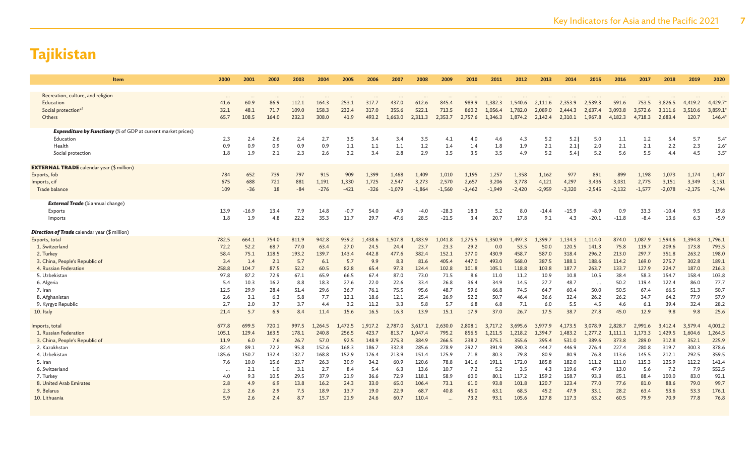# Tajikistan

| Item | 2000 | 2001 | 2002 | 2003 | 2004 | 2005 | 2006 | 2007 | 2008 | 2009 | 2010 | 2011 | 2012 | 2013 | 2014 | 2015 | 2016 | 2017 | 2018 | 2019 | 2020 |
|---|---|---|---|---|---|---|---|---|---|---|---|---|---|---|---|---|---|---|---|---|---|
| Recreation, culture, and religion | ... | ... | ... | ... | ... | ... | ... | ... | ... | ... | ... | ... | ... | ... | ... | ... | ... | ... | ... | ... | ... |
| Education | 41.6 | 60.9 | 86.9 | 112.1 | 164.3 | 253.1 | 317.7 | 437.0 | 612.6 | 845.4 | 989.9 | 1,382.3 | 1,540.6 | 2,111.6 | 2,353.9 | 2,539.3 | 591.6 | 753.5 | 3,826.5 | 4,419.2 | 4,429.7* |
| Social protection[af] | 32.1 | 48.1 | 71.7 | 109.0 | 158.3 | 232.4 | 317.0 | 355.6 | 522.1 | 713.5 | 860.2 | 1,056.4 | 1,782.0 | 2,089.0 | 2,444.3 | 2,637.4 | 3,093.8 | 3,572.6 | 3,111.6 | 3,510.6 | 3,859.1* |
| Others | 65.7 | 108.5 | 164.0 | 232.3 | 308.0 | 41.9 | 493.2 | 1,663.0 | 2,311.3 | 2,353.7 | 2,757.6 | 1,346.3 | 1,874.2 | 2,142.4 | 2,310.1 | 1,967.8 | 4,182.3 | 4,718.3 | 2,683.4 | 120.7 | 146.4* |
| ***Expenditure by Functiony** (% of GDP at current market prices)* | | | | | | | | | | | | | | | | | | | | | |
| Education | 2.3 | 2.4 | 2.6 | 2.4 | 2.7 | 3.5 | 3.4 | 3.4 | 3.5 | 4.1 | 4.0 | 4.6 | 4.3 | 5.2 | 5.2 \| | 5.0 | 1.1 | 1.2 | 5.4 | 5.7 | 5.4* |
| Health | 0.9 | 0.9 | 0.9 | 0.9 | 0.9 | 1.1 | 1.1 | 1.1 | 1.2 | 1.4 | 1.4 | 1.8 | 1.9 | 2.1 | 2.1 \| | 2.0 | 2.1 | 2.1 | 2.2 | 2.3 | 2.6* |
| Social protection | 1.8 | 1.9 | 2.1 | 2.3 | 2.6 | 3.2 | 3.4 | 2.8 | 2.9 | 3.5 | 3.5 | 3.5 | 4.9 | 5.2 | 5.4 \| | 5.2 | 5.6 | 5.5 | 4.4 | 4.5 | 3.5* |
| **EXTERNAL TRADE** calendar year ($ million) | | | | | | | | | | | | | | | | | | | | | |
| Exports, fob | 784 | 652 | 739 | 797 | 915 | 909 | 1,399 | 1,468 | 1,409 | 1,010 | 1,195 | 1,257 | 1,358 | 1,162 | 977 | 891 | 899 | 1,198 | 1,073 | 1,174 | 1,407 |
| Imports, cif | 675 | 688 | 721 | 881 | 1,191 | 1,330 | 1,725 | 2,547 | 3,273 | 2,570 | 2,657 | 3,206 | 3,778 | 4,121 | 4,297 | 3,436 | 3,031 | 2,775 | 3,151 | 3,349 | 3,151 |
| Trade balance | 109 | -36 | 18 | -84 | -276 | -421 | -326 | -1,079 | -1,864 | -1,560 | -1,462 | -1,949 | -2,420 | -2,959 | -3,320 | -2,545 | -2,132 | -1,577 | -2,078 | -2,175 | -1,744 |
| ***External Trade** (% annual change)* | | | | | | | | | | | | | | | | | | | | | |
| Exports | 13.9 | -16.9 | 13.4 | 7.9 | 14.8 | -0.7 | 54.0 | 4.9 | -4.0 | -28.3 | 18.3 | 5.2 | 8.0 | -14.4 | -15.9 | -8.9 | 0.9 | 33.3 | -10.4 | 9.5 | 19.8 |
| Imports | 1.8 | 1.9 | 4.8 | 22.2 | 35.3 | 11.7 | 29.7 | 47.6 | 28.5 | -21.5 | 3.4 | 20.7 | 17.8 | 9.1 | 4.3 | -20.1 | -11.8 | -8.4 | 13.6 | 6.3 | -5.9 |
| ***Direction of Trade** calendar year ($ million)* | | | | | | | | | | | | | | | | | | | | | |
| Exports, total | 782.5 | 664.1 | 754.0 | 811.9 | 942.8 | 939.2 | 1,438.6 | 1,507.8 | 1,483.9 | 1,041.8 | 1,275.5 | 1,350.9 | 1,497.3 | 1,399.7 | 1,134.3 | 1,114.0 | 874.0 | 1,087.9 | 1,594.6 | 1,394.8 | 1,796.1 |
| 1. Switzerland | 72.2 | 52.2 | 68.7 | 77.0 | 63.4 | 27.0 | 24.5 | 24.4 | 23.7 | 23.3 | 29.2 | 0.0 | 53.5 | 50.0 | 120.5 | 141.3 | 75.8 | 119.7 | 209.6 | 173.8 | 793.5 |
| 2. Turkey | 58.4 | 75.1 | 118.5 | 193.2 | 139.7 | 143.4 | 442.8 | 477.6 | 382.4 | 152.1 | 377.0 | 430.9 | 458.7 | 587.0 | 318.4 | 296.2 | 213.0 | 297.7 | 351.8 | 263.2 | 198.0 |
| 3. China, People's Republic of | 3.4 | 1.4 | 2.1 | 5.7 | 6.1 | 5.7 | 9.9 | 8.3 | 81.6 | 405.4 | 447.0 | 493.0 | 568.0 | 387.5 | 188.1 | 188.6 | 114.2 | 169.0 | 275.7 | 302.8 | 189.1 |
| 4. Russian Federation | 258.8 | 104.7 | 87.5 | 52.2 | 60.5 | 82.8 | 65.4 | 97.3 | 124.4 | 102.8 | 101.8 | 105.1 | 118.8 | 103.8 | 187.7 | 263.7 | 133.7 | 127.9 | 224.7 | 187.0 | 216.3 |
| 5. Uzbekistan | 97.8 | 87.2 | 72.9 | 67.1 | 65.9 | 66.5 | 67.4 | 87.0 | 73.0 | 71.5 | 8.6 | 11.0 | 11.2 | 10.9 | 10.8 | 10.5 | 38.4 | 58.3 | 154.7 | 158.4 | 103.8 |
| 6. Algeria | 5.4 | 10.3 | 16.2 | 8.8 | 18.3 | 27.6 | 22.0 | 22.6 | 33.4 | 26.8 | 36.4 | 34.9 | 14.5 | 27.7 | 48.7 | ... | 50.2 | 119.4 | 122.4 | 86.0 | 77.7 |
| 7. Iran | 12.5 | 29.9 | 28.4 | 51.4 | 29.6 | 36.7 | 76.1 | 75.5 | 95.6 | 48.7 | 59.6 | 66.8 | 74.5 | 64.7 | 60.4 | 50.0 | 50.5 | 67.4 | 66.5 | 51.3 | 50.7 |
| 8. Afghanistan | 2.6 | 3.1 | 6.3 | 5.8 | 7.7 | 12.1 | 18.6 | 12.1 | 25.4 | 26.9 | 52.2 | 50.7 | 46.4 | 36.6 | 32.4 | 26.2 | 26.2 | 34.7 | 64.2 | 77.9 | 57.9 |
| 9. Kyrgyz Republic | 2.7 | 2.0 | 3.7 | 3.7 | 4.4 | 3.2 | 11.2 | 3.3 | 5.8 | 5.7 | 6.8 | 6.8 | 7.1 | 6.0 | 5.5 | 4.5 | 4.6 | 6.1 | 39.4 | 32.4 | 28.2 |
| 10. Italy | 21.4 | 5.7 | 6.9 | 8.4 | 11.4 | 15.6 | 16.5 | 16.3 | 13.9 | 15.1 | 17.9 | 37.0 | 26.7 | 17.5 | 38.7 | 27.8 | 45.0 | 12.9 | 9.8 | 9.8 | 25.6 |
| Imports, total | 677.8 | 699.5 | 720.1 | 997.5 | 1,264.5 | 1,472.5 | 1,917.2 | 2,787.0 | 3,617.1 | 2,630.0 | 2,808.1 | 3,717.2 | 3,695.6 | 3,977.9 | 4,173.5 | 3,078.9 | 2,828.7 | 2,991.6 | 3,412.4 | 3,579.4 | 4,001.2 |
| 1. Russian Federation | 105.1 | 129.4 | 163.5 | 178.1 | 240.8 | 256.5 | 423.7 | 813.7 | 1,047.4 | 795.2 | 856.5 | 1,211.5 | 1,218.2 | 1,394.7 | 1,483.2 | 1,277.2 | 1,111.1 | 1,173.3 | 1,429.5 | 1,604.6 | 1,264.5 |
| 3. China, People's Republic of | 11.9 | 6.0 | 7.6 | 26.7 | 57.0 | 92.5 | 148.9 | 275.3 | 384.9 | 266.5 | 238.2 | 375.1 | 355.6 | 395.4 | 531.0 | 389.6 | 373.8 | 289.0 | 312.8 | 352.1 | 225.9 |
| 2. Kazakhstan | 82.4 | 89.1 | 72.2 | 95.8 | 152.6 | 168.3 | 186.7 | 332.8 | 285.6 | 278.9 | 292.7 | 391.9 | 390.3 | 444.7 | 446.9 | 276.4 | 227.4 | 280.8 | 319.7 | 300.3 | 378.6 |
| 4. Uzbekistan | 185.6 | 150.7 | 132.4 | 132.7 | 168.8 | 152.9 | 176.4 | 213.9 | 151.4 | 125.9 | 71.8 | 80.3 | 79.8 | 80.9 | 80.9 | 76.8 | 113.6 | 145.5 | 212.1 | 292.5 | 359.5 |
| 5. Iran | 7.6 | 10.0 | 15.6 | 23.7 | 26.3 | 30.9 | 34.2 | 60.9 | 120.6 | 78.8 | 141.6 | 191.1 | 172.0 | 185.8 | 182.0 | 111.2 | 111.0 | 115.3 | 125.9 | 112.2 | 141.4 |
| 6. Switzerland | ... | 2.1 | 1.0 | 3.1 | 2.7 | 8.4 | 5.4 | 6.3 | 13.6 | 10.7 | 7.2 | 5.2 | 3.5 | 4.3 | 119.6 | 47.9 | 13.0 | 5.6 | 7.2 | 7.9 | 552.5 |
| 7. Turkey | 4.0 | 9.3 | 10.5 | 29.5 | 37.9 | 21.9 | 36.6 | 72.9 | 118.1 | 58.9 | 60.0 | 80.1 | 117.2 | 159.2 | 158.7 | 93.3 | 85.1 | 88.4 | 100.0 | 83.0 | 92.1 |
| 8. United Arab Emirates | 2.8 | 4.9 | 6.9 | 13.8 | 16.2 | 24.3 | 33.0 | 65.0 | 106.4 | 73.1 | 61.0 | 93.8 | 101.8 | 120.7 | 123.4 | 77.0 | 77.6 | 81.0 | 88.6 | 79.0 | 99.7 |
| 9. Belarus | 2.3 | 2.6 | 2.9 | 7.5 | 18.9 | 13.7 | 19.0 | 22.9 | 68.7 | 40.8 | 45.0 | 63.1 | 68.5 | 45.2 | 47.9 | 33.1 | 28.2 | 63.4 | 53.6 | 53.3 | 176.1 |
| 10. Lithuania | 5.9 | 2.6 | 2.4 | 8.7 | 15.7 | 21.9 | 24.6 | 60.7 | 110.4 | ... | 73.2 | 93.1 | 105.6 | 127.8 | 117.3 | 63.2 | 60.5 | 79.9 | 70.9 | 77.8 | 76.8 |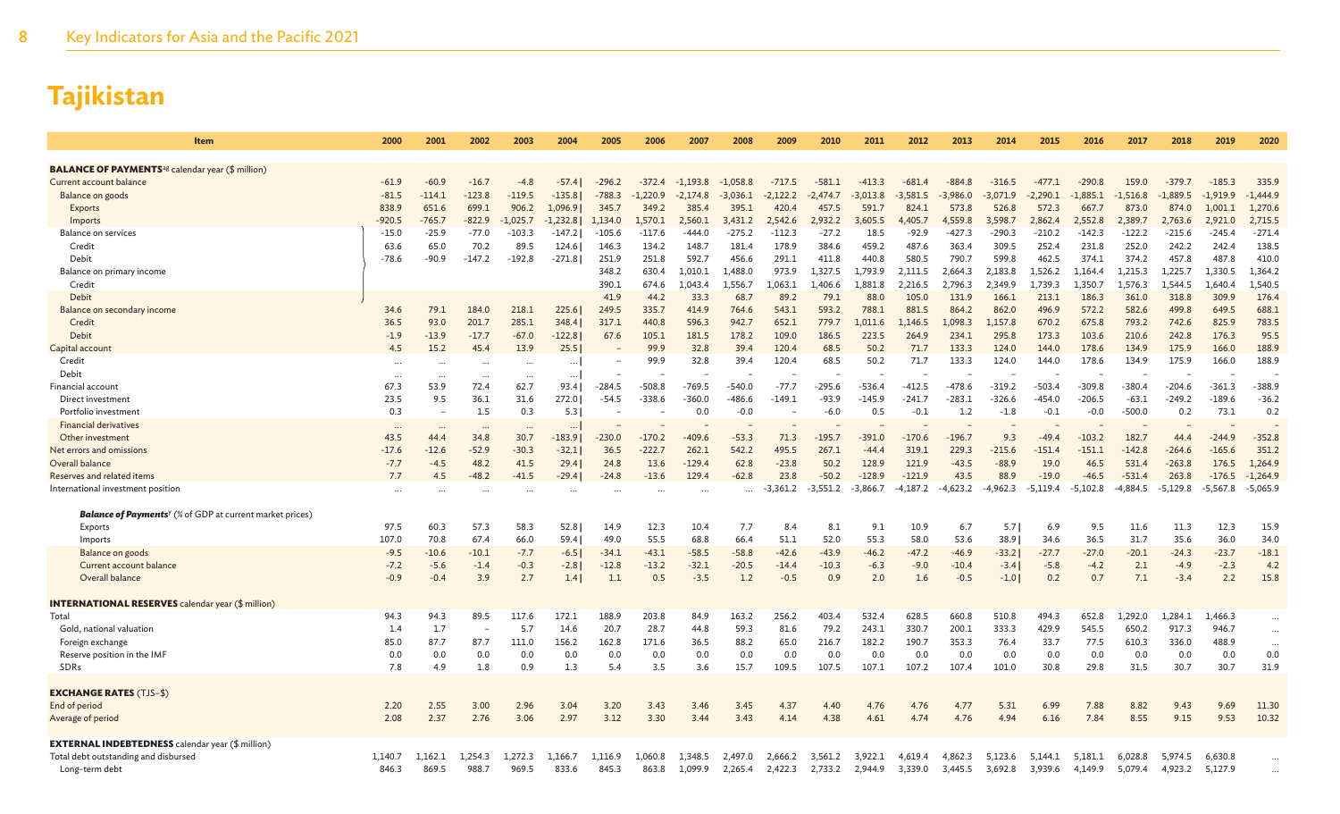# Tajikistan

| Item | 2000 | 2001 | 2002 | 2003 | 2004 | 2005 | 2006 | 2007 | 2008 | 2009 | 2010 | 2011 | 2012 | 2013 | 2014 | 2015 | 2016 | 2017 | 2018 | 2019 | 2020 |
|---|---|---|---|---|---|---|---|---|---|---|---|---|---|---|---|---|---|---|---|---|---|
| **BALANCE OF PAYMENTS**[a,g] calendar year ($ million) | | | | | | | | | | | | | | | | | | | | | |
| Current account balance | -61.9 | -60.9 | -16.7 | -4.8 | -57.4 | -296.2 | -372.4 | -1,193.8 | -1,058.8 | -717.5 | -581.1 | -413.3 | -681.4 | -884.8 | -316.5 | -477.1 | -290.8 | 159.0 | -379.7 | -185.3 | 335.9 |
| Balance on goods | -81.5 | -114.1 | -123.8 | -119.5 | -135.8 | -788.3 | -1,220.9 | -2,174.8 | -3,036.1 | -2,122.2 | -2,474.7 | -3,013.8 | -3,581.5 | -3,986.0 | -3,071.9 | -2,290.1 | -1,885.1 | -1,516.8 | -1,889.5 | -1,919.9 | -1,444.9 |
| Exports | 838.9 | 651.6 | 699.1 | 906.2 | 1,096.9 | 345.7 | 349.2 | 385.4 | 395.1 | 420.4 | 457.5 | 591.7 | 824.1 | 573.8 | 526.8 | 572.3 | 667.7 | 873.0 | 874.0 | 1,001.1 | 1,270.6 |
| Imports | -920.5 | -765.7 | -822.9 | -1,025.7 | -1,232.8 | 1,134.0 | 1,570.1 | 2,560.1 | 3,431.2 | 2,542.6 | 2,932.2 | 3,605.5 | 4,405.7 | 4,559.8 | 3,598.7 | 2,862.4 | 2,552.8 | 2,389.7 | 2,763.6 | 2,921.0 | 2,715.5 |
| Balance on services | -15.0 | -25.9 | -77.0 | -103.3 | -147.2 | -105.6 | -117.6 | -444.0 | -275.2 | -112.3 | -27.2 | 18.5 | -92.9 | -427.3 | -290.3 | -210.2 | -142.3 | -122.2 | -215.6 | -245.4 | -271.4 |
| Credit | 63.6 | 65.0 | 70.2 | 89.5 | 124.6 | 146.3 | 134.2 | 148.7 | 181.4 | 178.9 | 384.6 | 459.2 | 487.6 | 363.4 | 309.5 | 252.4 | 231.8 | 252.0 | 242.2 | 242.4 | 138.5 |
| Debit | -78.6 | -90.9 | -147.2 | -192.8 | -271.8 | 251.9 | 251.8 | 592.7 | 456.6 | 291.1 | 411.8 | 440.8 | 580.5 | 790.7 | 599.8 | 462.5 | 374.1 | 374.2 | 457.8 | 487.8 | 410.0 |
| Balance on primary income | | | | | | 348.2 | 630.4 | 1,010.1 | 1,488.0 | 973.9 | 1,327.5 | 1,793.9 | 2,111.5 | 2,664.3 | 2,183.8 | 1,526.2 | 1,164.4 | 1,215.3 | 1,225.7 | 1,330.5 | 1,364.2 |
| Credit | | | | | | 390.1 | 674.6 | 1,043.4 | 1,556.7 | 1,063.1 | 1,406.6 | 1,881.8 | 2,216.5 | 2,796.3 | 2,349.9 | 1,739.3 | 1,350.7 | 1,576.3 | 1,544.5 | 1,640.4 | 1,540.5 |
| Debit | | | | | | 41.9 | 44.2 | 33.3 | 68.7 | 89.2 | 79.1 | 88.0 | 105.0 | 131.9 | 166.1 | 213.1 | 186.3 | 361.0 | 318.8 | 309.9 | 176.4 |
| Balance on secondary income | 34.6 | 79.1 | 184.0 | 218.1 | 225.6 | 249.5 | 335.7 | 414.9 | 764.6 | 543.1 | 593.2 | 788.1 | 881.5 | 864.2 | 862.0 | 496.9 | 572.2 | 582.6 | 499.8 | 649.5 | 688.1 |
| Credit | 36.5 | 93.0 | 201.7 | 285.1 | 348.4 | 317.1 | 440.8 | 596.3 | 942.7 | 652.1 | 779.7 | 1,011.6 | 1,146.5 | 1,098.3 | 1,157.8 | 670.2 | 675.8 | 793.2 | 742.6 | 825.9 | 783.5 |
| Debit | -1.9 | -13.9 | -17.7 | -67.0 | -122.8 | 67.6 | 105.1 | 181.5 | 178.2 | 109.0 | 186.5 | 223.5 | 264.9 | 234.1 | 295.8 | 173.3 | 103.6 | 210.6 | 242.8 | 176.3 | 95.5 |
| Capital account | 4.5 | 15.2 | 45.4 | 13.9 | 25.5 | – | 99.9 | 32.8 | 39.4 | 120.4 | 68.5 | 50.2 | 71.7 | 133.3 | 124.0 | 144.0 | 178.6 | 134.9 | 175.9 | 166.0 | 188.9 |
| Credit | ... | ... | ... | ... | ... | – | 99.9 | 32.8 | 39.4 | 120.4 | 68.5 | 50.2 | 71.7 | 133.3 | 124.0 | 144.0 | 178.6 | 134.9 | 175.9 | 166.0 | 188.9 |
| Debit | ... | ... | ... | ... | ... | – | – | – | – | – | – | – | – | – | – | – | – | – | – | – | – |
| Financial account | 67.3 | 53.9 | 72.4 | 62.7 | 93.4 | -284.5 | -508.8 | -769.5 | -540.0 | -77.7 | -295.6 | -536.4 | -412.5 | -478.6 | -319.2 | -503.4 | -309.8 | -380.4 | -204.6 | -361.3 | -388.9 |
| Direct investment | 23.5 | 9.5 | 36.1 | 31.6 | 272.0 | -54.5 | -338.6 | -360.0 | -486.6 | -149.1 | -93.9 | -145.9 | -241.7 | -283.1 | -326.6 | -454.0 | -206.5 | -63.1 | -249.2 | -189.6 | -36.2 |
| Portfolio investment | 0.3 | – | 1.5 | 0.3 | 5.3 | – | – | 0.0 | -0.0 | – | -6.0 | 0.5 | -0.1 | 1.2 | -1.8 | -0.1 | -0.0 | -500.0 | 0.2 | 73.1 | 0.2 |
| Financial derivatives | ... | ... | ... | ... | ... | – | – | – | – | – | – | – | – | – | – | – | – | – | – | – | – |
| Other investment | 43.5 | 44.4 | 34.8 | 30.7 | -183.9 | -230.0 | -170.2 | -409.6 | -53.3 | 71.3 | -195.7 | -391.0 | -170.6 | -196.7 | 9.3 | -49.4 | -103.2 | 182.7 | 44.4 | -244.9 | -352.8 |
| Net errors and omissions | -17.6 | -12.6 | -52.9 | -30.3 | -32.1 | 36.5 | -222.7 | 262.1 | 542.2 | 495.5 | 267.1 | -44.4 | 319.1 | 229.3 | -215.6 | -151.4 | -151.1 | -142.8 | -264.6 | -165.6 | 351.2 |
| Overall balance | -7.7 | -4.5 | 48.2 | 41.5 | 29.4 | 24.8 | 13.6 | -129.4 | 62.8 | -23.8 | 50.2 | 128.9 | 121.9 | -43.5 | -88.9 | 19.0 | 46.5 | 531.4 | -263.8 | 176.5 | 1,264.9 |
| Reserves and related items | 7.7 | 4.5 | -48.2 | -41.5 | -29.4 | -24.8 | -13.6 | 129.4 | -62.8 | 23.8 | -50.2 | -128.9 | -121.9 | 43.5 | 88.9 | -19.0 | -46.5 | -531.4 | 263.8 | -176.5 | -1,264.9 |
| International investment position | ... | ... | ... | ... | ... | ... | ... | ... | ... | -3,361.2 | -3,551.2 | -3,866.7 | -4,187.2 | -4,623.2 | -4,962.3 | -5,119.4 | -5,102.8 | -4,884.5 | -5,129.8 | -5,567.8 | -5,065.9 |
| ***Balance of Payments***[f] (% of GDP at current market prices) | | | | | | | | | | | | | | | | | | | | | |
| Exports | 97.5 | 60.3 | 57.3 | 58.3 | 52.8 | 14.9 | 12.3 | 10.4 | 7.7 | 8.4 | 8.1 | 9.1 | 10.9 | 6.7 | 5.7 | 6.9 | 9.5 | 11.6 | 11.3 | 12.3 | 15.9 |
| Imports | 107.0 | 70.8 | 67.4 | 66.0 | 59.4 | 49.0 | 55.5 | 68.8 | 66.4 | 51.1 | 52.0 | 55.3 | 58.0 | 53.6 | 38.9 | 34.6 | 36.5 | 31.7 | 35.6 | 36.0 | 34.0 |
| Balance on goods | -9.5 | -10.6 | -10.1 | -7.7 | -6.5 | -34.1 | -43.1 | -58.5 | -58.8 | -42.6 | -43.9 | -46.2 | -47.2 | -46.9 | -33.2 | -27.7 | -27.0 | -20.1 | -24.3 | -23.7 | -18.1 |
| Current account balance | -7.2 | -5.6 | -1.4 | -0.3 | -2.8 | -12.8 | -13.2 | -32.1 | -20.5 | -14.4 | -10.3 | -6.3 | -9.0 | -10.4 | -3.4 | -5.8 | -4.2 | 2.1 | -4.9 | -2.3 | 4.2 |
| Overall balance | -0.9 | -0.4 | 3.9 | 2.7 | 1.4 | 1.1 | 0.5 | -3.5 | 1.2 | -0.5 | 0.9 | 2.0 | 1.6 | -0.5 | -1.0 | 0.2 | 0.7 | 7.1 | -3.4 | 2.2 | 15.8 |
| **INTERNATIONAL RESERVES** calendar year ($ million) | | | | | | | | | | | | | | | | | | | | | |
| Total | 94.3 | 94.3 | 89.5 | 117.6 | 172.1 | 188.9 | 203.8 | 84.9 | 163.2 | 256.2 | 403.4 | 532.4 | 628.5 | 660.8 | 510.8 | 494.3 | 652.8 | 1,292.0 | 1,284.1 | 1,466.3 | ... |
| Gold, national valuation | 1.4 | 1.7 | – | 5.7 | 14.6 | 20.7 | 28.7 | 44.8 | 59.3 | 81.6 | 79.2 | 243.1 | 330.7 | 200.1 | 333.3 | 429.9 | 545.5 | 650.2 | 917.3 | 946.7 | ... |
| Foreign exchange | 85.0 | 87.7 | 87.7 | 111.0 | 156.2 | 162.8 | 171.6 | 36.5 | 88.2 | 65.0 | 216.7 | 182.2 | 190.7 | 353.3 | 76.4 | 33.7 | 77.5 | 610.3 | 336.0 | 488.9 | ... |
| Reserve position in the IMF | 0.0 | 0.0 | 0.0 | 0.0 | 0.0 | 0.0 | 0.0 | 0.0 | 0.0 | 0.0 | 0.0 | 0.0 | 0.0 | 0.0 | 0.0 | 0.0 | 0.0 | 0.0 | 0.0 | 0.0 | 0.0 |
| SDRs | 7.8 | 4.9 | 1.8 | 0.9 | 1.3 | 5.4 | 3.5 | 3.6 | 15.7 | 109.5 | 107.5 | 107.1 | 107.2 | 107.4 | 101.0 | 30.8 | 29.8 | 31.5 | 30.7 | 30.7 | 31.9 |
| **EXCHANGE RATES** (TJS–$) | | | | | | | | | | | | | | | | | | | | | |
| End of period | 2.20 | 2.55 | 3.00 | 2.96 | 3.04 | 3.20 | 3.43 | 3.46 | 3.45 | 4.37 | 4.40 | 4.76 | 4.76 | 4.77 | 5.31 | 6.99 | 7.88 | 8.82 | 9.43 | 9.69 | 11.30 |
| Average of period | 2.08 | 2.37 | 2.76 | 3.06 | 2.97 | 3.12 | 3.30 | 3.44 | 3.43 | 4.14 | 4.38 | 4.61 | 4.74 | 4.76 | 4.94 | 6.16 | 7.84 | 8.55 | 9.15 | 9.53 | 10.32 |
| **EXTERNAL INDEBTEDNESS** calendar year ($ million) | | | | | | | | | | | | | | | | | | | | | |
| Total debt outstanding and disbursed | 1,140.7 | 1,162.1 | 1,254.3 | 1,272.3 | 1,166.7 | 1,116.9 | 1,060.8 | 1,348.5 | 2,497.0 | 2,666.2 | 3,561.2 | 3,922.1 | 4,619.4 | 4,862.3 | 5,123.6 | 5,144.1 | 5,181.1 | 6,028.8 | 5,974.5 | 6,630.8 | ... |
| Long-term debt | 846.3 | 869.5 | 988.7 | 969.5 | 833.6 | 845.3 | 863.8 | 1,099.9 | 2,265.4 | 2,422.3 | 2,733.2 | 2,944.9 | 3,339.0 | 3,445.5 | 3,692.8 | 3,939.6 | 4,149.9 | 5,079.4 | 4,923.2 | 5,127.9 | ... |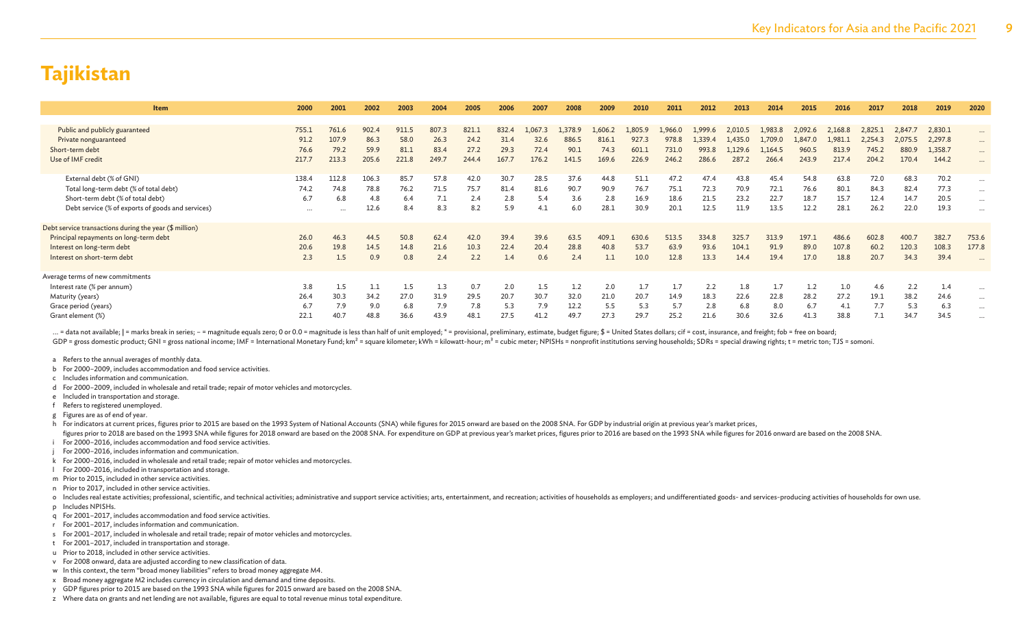# Tajikistan

| Item | 2000 | 2001 | 2002 | 2003 | 2004 | 2005 | 2006 | 2007 | 2008 | 2009 | 2010 | 2011 | 2012 | 2013 | 2014 | 2015 | 2016 | 2017 | 2018 | 2019 | 2020 |
|---|---|---|---|---|---|---|---|---|---|---|---|---|---|---|---|---|---|---|---|---|---|
| Public and publicly guaranteed | 755.1 | 761.6 | 902.4 | 911.5 | 807.3 | 821.1 | 832.4 | 1,067.3 | 1,378.9 | 1,606.2 | 1,805.9 | 1,966.0 | 1,999.6 | 2,010.5 | 1,983.8 | 2,092.6 | 2,168.8 | 2,825.1 | 2,847.7 | 2,830.1 | ... |
| Private nonguaranteed | 91.2 | 107.9 | 86.3 | 58.0 | 26.3 | 24.2 | 31.4 | 32.6 | 886.5 | 816.1 | 927.3 | 978.8 | 1,339.4 | 1,435.0 | 1,709.0 | 1,847.0 | 1,981.1 | 2,254.3 | 2,075.5 | 2,297.8 | ... |
| Short-term debt | 76.6 | 79.2 | 59.9 | 81.1 | 83.4 | 27.2 | 29.3 | 72.4 | 90.1 | 74.3 | 601.1 | 731.0 | 993.8 | 1,129.6 | 1,164.5 | 960.5 | 813.9 | 745.2 | 880.9 | 1,358.7 | ... |
| Use of IMF credit | 217.7 | 213.3 | 205.6 | 221.8 | 249.7 | 244.4 | 167.7 | 176.2 | 141.5 | 169.6 | 226.9 | 246.2 | 286.6 | 287.2 | 266.4 | 243.9 | 217.4 | 204.2 | 170.4 | 144.2 | ... |
| External debt (% of GNI) | 138.4 | 112.8 | 106.3 | 85.7 | 57.8 | 42.0 | 30.7 | 28.5 | 37.6 | 44.8 | 51.1 | 47.2 | 47.4 | 43.8 | 45.4 | 54.8 | 63.8 | 72.0 | 68.3 | 70.2 | ... |
| Total long-term debt (% of total debt) | 74.2 | 74.8 | 78.8 | 76.2 | 71.5 | 75.7 | 81.4 | 81.6 | 90.7 | 90.9 | 76.7 | 75.1 | 72.3 | 70.9 | 72.1 | 76.6 | 80.1 | 84.3 | 82.4 | 77.3 | ... |
| Short-term debt (% of total debt) | 6.7 | 6.8 | 4.8 | 6.4 | 7.1 | 2.4 | 2.8 | 5.4 | 3.6 | 2.8 | 16.9 | 18.6 | 21.5 | 23.2 | 22.7 | 18.7 | 15.7 | 12.4 | 14.7 | 20.5 | ... |
| Debt service (% of exports of goods and services) | ... | ... | 12.6 | 8.4 | 8.3 | 8.2 | 5.9 | 4.1 | 6.0 | 28.1 | 30.9 | 20.1 | 12.5 | 11.9 | 13.5 | 12.2 | 28.1 | 26.2 | 22.0 | 19.3 | ... |
| Debt service transactions during the year ($ million) | | | | | | | | | | | | | | | | | | | | | |
| Principal repayments on long-term debt | 26.0 | 46.3 | 44.5 | 50.8 | 62.4 | 42.0 | 39.4 | 39.6 | 63.5 | 409.1 | 630.6 | 513.5 | 334.8 | 325.7 | 313.9 | 197.1 | 486.6 | 602.8 | 400.7 | 382.7 | 753.6 |
| Interest on long-term debt | 20.6 | 19.8 | 14.5 | 14.8 | 21.6 | 10.3 | 22.4 | 20.4 | 28.8 | 40.8 | 53.7 | 63.9 | 93.6 | 104.1 | 91.9 | 89.0 | 107.8 | 60.2 | 120.3 | 108.3 | 177.8 |
| Interest on short-term debt | 2.3 | 1.5 | 0.9 | 0.8 | 2.4 | 2.2 | 1.4 | 0.6 | 2.4 | 1.1 | 10.0 | 12.8 | 13.3 | 14.4 | 19.4 | 17.0 | 18.8 | 20.7 | 34.3 | 39.4 | ... |
| Average terms of new commitments | | | | | | | | | | | | | | | | | | | | | |
| Interest rate (% per annum) | 3.8 | 1.5 | 1.1 | 1.5 | 1.3 | 0.7 | 2.0 | 1.5 | 1.2 | 2.0 | 1.7 | 1.7 | 2.2 | 1.8 | 1.7 | 1.2 | 1.0 | 4.6 | 2.2 | 1.4 | ... |
| Maturity (years) | 26.4 | 30.3 | 34.2 | 27.0 | 31.9 | 29.5 | 20.7 | 30.7 | 32.0 | 21.0 | 20.7 | 14.9 | 18.3 | 22.6 | 22.8 | 28.2 | 27.2 | 19.1 | 38.2 | 24.6 | ... |
| Grace period (years) | 6.7 | 7.9 | 9.0 | 6.8 | 7.9 | 7.8 | 5.3 | 7.9 | 12.2 | 5.5 | 5.3 | 5.7 | 2.8 | 6.8 | 8.0 | 6.7 | 4.1 | 7.7 | 5.3 | 6.3 | ... |
| Grant element (%) | 22.1 | 40.7 | 48.8 | 36.6 | 43.9 | 48.1 | 27.5 | 41.2 | 49.7 | 27.3 | 29.7 | 25.2 | 21.6 | 30.6 | 32.6 | 41.3 | 38.8 | 7.1 | 34.7 | 34.5 | ... |

... = data not available; | = marks break in series; – = magnitude equals zero; 0 or 0.0 = magnitude is less than half of unit employed; * = provisional, preliminary, estimate, budget figure; $ = United States dollars; cif = cost, insurance, and freight; fob = free on board;
GDP = gross domestic product; GNI = gross national income; IMF = International Monetary Fund; $km^2$ = square kilometer; kWh = kilowatt-hour; $m^3$ = cubic meter; NPISHs = nonprofit institutions serving households; SDRs = special drawing rights; t = metric ton; TJS = somoni.

a Refers to the annual averages of monthly data.
b For 2000–2009, includes accommodation and food service activities.
c Includes information and communication.
d For 2000–2009, included in wholesale and retail trade; repair of motor vehicles and motorcycles.
e Included in transportation and storage.
f Refers to registered unemployed.
g Figures are as of end of year.
h For indicators at current prices, figures prior to 2015 are based on the 1993 System of National Accounts (SNA) while figures for 2015 onward are based on the 2008 SNA. For GDP by industrial origin at previous year's market prices, figures prior to 2018 are based on the 1993 SNA while figures for 2018 onward are based on the 2008 SNA. For expenditure on GDP at previous year's market prices, figures prior to 2016 are based on the 1993 SNA while figures for 2016 onward are based on the 2008 SNA.
i For 2000–2016, includes accommodation and food service activities.
j For 2000–2016, includes information and communication.
k For 2000–2016, included in wholesale and retail trade; repair of motor vehicles and motorcycles.
l For 2000–2016, included in transportation and storage.
m Prior to 2015, included in other service activities.
n Prior to 2017, included in other service activities.
o Includes real estate activities; professional, scientific, and technical activities; administrative and support service activities; arts, entertainment, and recreation; activities of households as employers; and undifferentiated goods- and services-producing activities of households for own use.
p Includes NPISHs.
q For 2001–2017, includes accommodation and food service activities.
r For 2001–2017, includes information and communication.
s For 2001–2017, included in wholesale and retail trade; repair of motor vehicles and motorcycles.
t For 2001–2017, included in transportation and storage.
u Prior to 2018, included in other service activities.
v For 2008 onward, data are adjusted according to new classification of data.
w In this context, the term "broad money liabilities" refers to broad money aggregate M4.
x Broad money aggregate M2 includes currency in circulation and demand and time deposits.
y GDP figures prior to 2015 are based on the 1993 SNA while figures for 2015 onward are based on the 2008 SNA.
z Where data on grants and net lending are not available, figures are equal to total revenue minus total expenditure.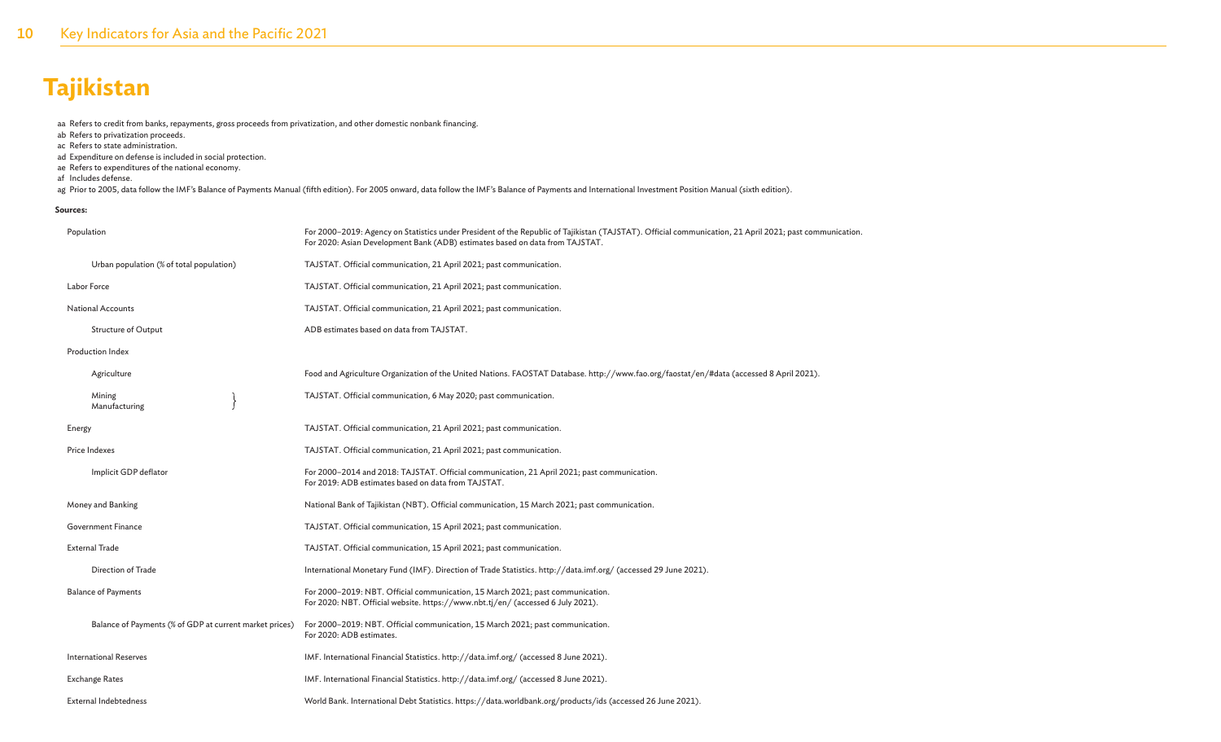# Tajikistan

aa Refers to credit from banks, repayments, gross proceeds from privatization, and other domestic nonbank financing.
ab Refers to privatization proceeds.
ac Refers to state administration.
ad Expenditure on defense is included in social protection.
ae Refers to expenditures of the national economy.
af Includes defense.
ag Prior to 2005, data follow the IMF's Balance of Payments Manual (fifth edition). For 2005 onward, data follow the IMF's Balance of Payments and International Investment Position Manual (sixth edition).

**Sources:**

| | |
|---|---|
| Population | For 2000–2019: Agency on Statistics under President of the Republic of Tajikistan (TAJSTAT). Official communication, 21 April 2021; past communication. For 2020: Asian Development Bank (ADB) estimates based on data from TAJSTAT. |
| Urban population (% of total population) | TAJSTAT. Official communication, 21 April 2021; past communication. |
| Labor Force | TAJSTAT. Official communication, 21 April 2021; past communication. |
| National Accounts | TAJSTAT. Official communication, 21 April 2021; past communication. |
| Structure of Output | ADB estimates based on data from TAJSTAT. |
| Production Index | |
| Agriculture | Food and Agriculture Organization of the United Nations. FAOSTAT Database. http://www.fao.org/faostat/en/#data (accessed 8 April 2021). |
| Mining; Manufacturing | TAJSTAT. Official communication, 6 May 2020; past communication. |
| Energy | TAJSTAT. Official communication, 21 April 2021; past communication. |
| Price Indexes | TAJSTAT. Official communication, 21 April 2021; past communication. |
| Implicit GDP deflator | For 2000–2014 and 2018: TAJSTAT. Official communication, 21 April 2021; past communication. For 2019: ADB estimates based on data from TAJSTAT. |
| Money and Banking | National Bank of Tajikistan (NBT). Official communication, 15 March 2021; past communication. |
| Government Finance | TAJSTAT. Official communication, 15 April 2021; past communication. |
| External Trade | TAJSTAT. Official communication, 15 April 2021; past communication. |
| Direction of Trade | International Monetary Fund (IMF). Direction of Trade Statistics. http://data.imf.org/ (accessed 29 June 2021). |
| Balance of Payments | For 2000–2019: NBT. Official communication, 15 March 2021; past communication. For 2020: NBT. Official website. https://www.nbt.tj/en/ (accessed 6 July 2021). |
| Balance of Payments (% of GDP at current market prices) | For 2000–2019: NBT. Official communication, 15 March 2021; past communication. For 2020: ADB estimates. |
| International Reserves | IMF. International Financial Statistics. http://data.imf.org/ (accessed 8 June 2021). |
| Exchange Rates | IMF. International Financial Statistics. http://data.imf.org/ (accessed 8 June 2021). |
| External Indebtedness | World Bank. International Debt Statistics. https://data.worldbank.org/products/ids (accessed 26 June 2021). |